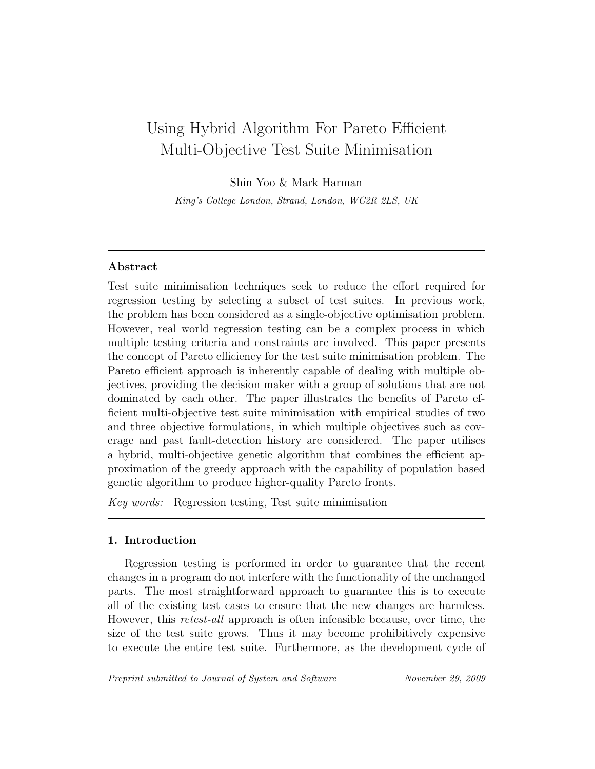# Using Hybrid Algorithm For Pareto Efficient Multi-Objective Test Suite Minimisation

Shin Yoo & Mark Harman

*King's College London, Strand, London, WC2R 2LS, UK*

---

## Abstract

Test suite minimisation techniques seek to reduce the effort required for regression testing by selecting a subset of test suites. In previous work, the problem has been considered as a single-objective optimisation problem. However, real world regression testing can be a complex process in which multiple testing criteria and constraints are involved. This paper presents the concept of Pareto efficiency for the test suite minimisation problem. The Pareto efficient approach is inherently capable of dealing with multiple objectives, providing the decision maker with a group of solutions that are not dominated by each other. The paper illustrates the benefits of Pareto efficient multi-objective test suite minimisation with empirical studies of two and three objective formulations, in which multiple objectives such as coverage and past fault-detection history are considered. The paper utilises a hybrid, multi-objective genetic algorithm that combines the efficient approximation of the greedy approach with the capability of population based genetic algorithm to produce higher-quality Pareto fronts.

*Key words:* Regression testing, Test suite minimisation

---

## 1. Introduction

Regression testing is performed in order to guarantee that the recent changes in a program do not interfere with the functionality of the unchanged parts. The most straightforward approach to guarantee this is to execute all of the existing test cases to ensure that the new changes are harmless. However, this *retest-all* approach is often infeasible because, over time, the size of the test suite grows. Thus it may become prohibitively expensive to execute the entire test suite. Furthermore, as the development cycle of

*Preprint submitted to Journal of System and Software* *November 29, 2009*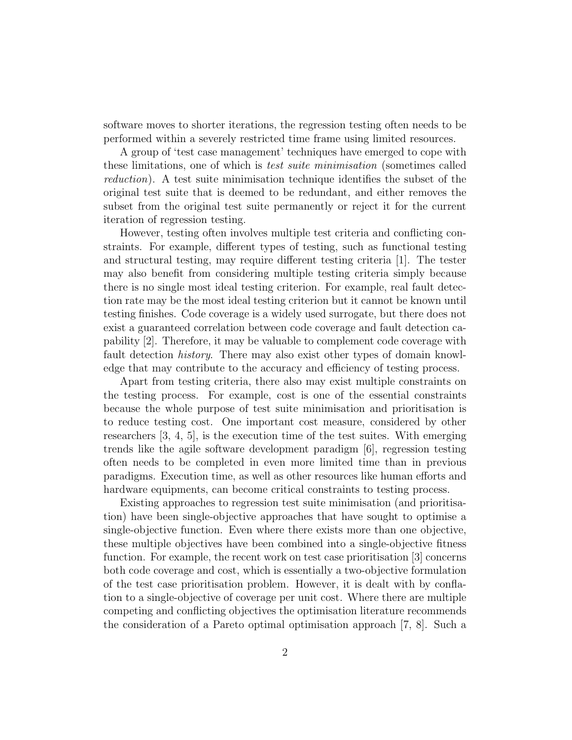software moves to shorter iterations, the regression testing often needs to be performed within a severely restricted time frame using limited resources.

A group of 'test case management' techniques have emerged to cope with these limitations, one of which is *test suite minimisation* (sometimes called *reduction*). A test suite minimisation technique identifies the subset of the original test suite that is deemed to be redundant, and either removes the subset from the original test suite permanently or reject it for the current iteration of regression testing.

However, testing often involves multiple test criteria and conflicting constraints. For example, different types of testing, such as functional testing and structural testing, may require different testing criteria [1]. The tester may also benefit from considering multiple testing criteria simply because there is no single most ideal testing criterion. For example, real fault detection rate may be the most ideal testing criterion but it cannot be known until testing finishes. Code coverage is a widely used surrogate, but there does not exist a guaranteed correlation between code coverage and fault detection capability [2]. Therefore, it may be valuable to complement code coverage with fault detection *history*. There may also exist other types of domain knowledge that may contribute to the accuracy and efficiency of testing process.

Apart from testing criteria, there also may exist multiple constraints on the testing process. For example, cost is one of the essential constraints because the whole purpose of test suite minimisation and prioritisation is to reduce testing cost. One important cost measure, considered by other researchers [3, 4, 5], is the execution time of the test suites. With emerging trends like the agile software development paradigm [6], regression testing often needs to be completed in even more limited time than in previous paradigms. Execution time, as well as other resources like human efforts and hardware equipments, can become critical constraints to testing process.

Existing approaches to regression test suite minimisation (and prioritisation) have been single-objective approaches that have sought to optimise a single-objective function. Even where there exists more than one objective, these multiple objectives have been combined into a single-objective fitness function. For example, the recent work on test case prioritisation [3] concerns both code coverage and cost, which is essentially a two-objective formulation of the test case prioritisation problem. However, it is dealt with by conflation to a single-objective of coverage per unit cost. Where there are multiple competing and conflicting objectives the optimisation literature recommends the consideration of a Pareto optimal optimisation approach [7, 8]. Such a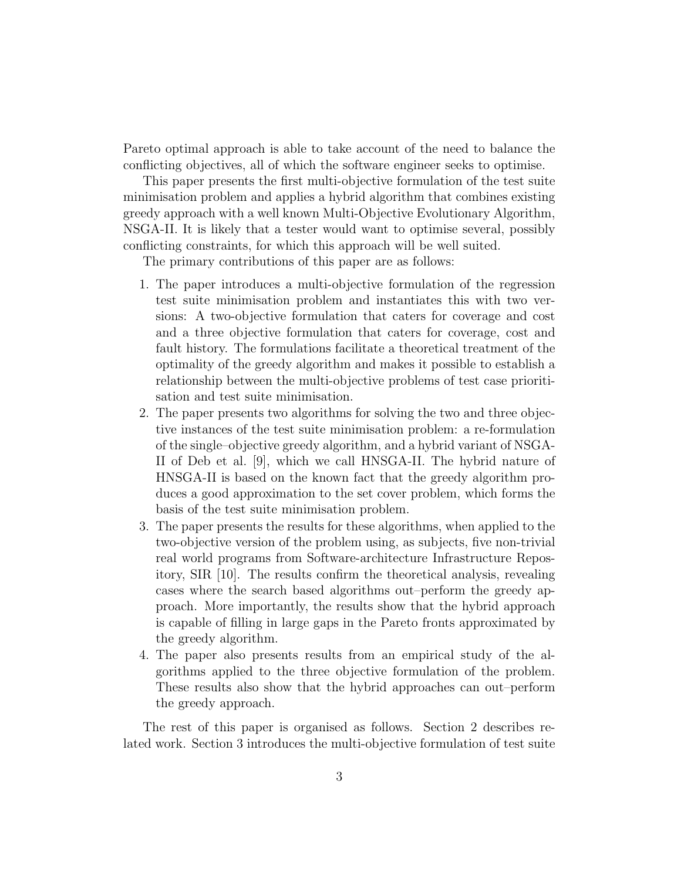Pareto optimal approach is able to take account of the need to balance the conflicting objectives, all of which the software engineer seeks to optimise.

This paper presents the first multi-objective formulation of the test suite minimisation problem and applies a hybrid algorithm that combines existing greedy approach with a well known Multi-Objective Evolutionary Algorithm, NSGA-II. It is likely that a tester would want to optimise several, possibly conflicting constraints, for which this approach will be well suited.

The primary contributions of this paper are as follows:

1. The paper introduces a multi-objective formulation of the regression test suite minimisation problem and instantiates this with two versions: A two-objective formulation that caters for coverage and cost and a three objective formulation that caters for coverage, cost and fault history. The formulations facilitate a theoretical treatment of the optimality of the greedy algorithm and makes it possible to establish a relationship between the multi-objective problems of test case prioritisation and test suite minimisation.
2. The paper presents two algorithms for solving the two and three objective instances of the test suite minimisation problem: a re-formulation of the single–objective greedy algorithm, and a hybrid variant of NSGA-II of Deb et al. [9], which we call HNSGA-II. The hybrid nature of HNSGA-II is based on the known fact that the greedy algorithm produces a good approximation to the set cover problem, which forms the basis of the test suite minimisation problem.
3. The paper presents the results for these algorithms, when applied to the two-objective version of the problem using, as subjects, five non-trivial real world programs from Software-architecture Infrastructure Repository, SIR [10]. The results confirm the theoretical analysis, revealing cases where the search based algorithms out–perform the greedy approach. More importantly, the results show that the hybrid approach is capable of filling in large gaps in the Pareto fronts approximated by the greedy algorithm.
4. The paper also presents results from an empirical study of the algorithms applied to the three objective formulation of the problem. These results also show that the hybrid approaches can out–perform the greedy approach.

The rest of this paper is organised as follows. Section 2 describes related work. Section 3 introduces the multi-objective formulation of test suite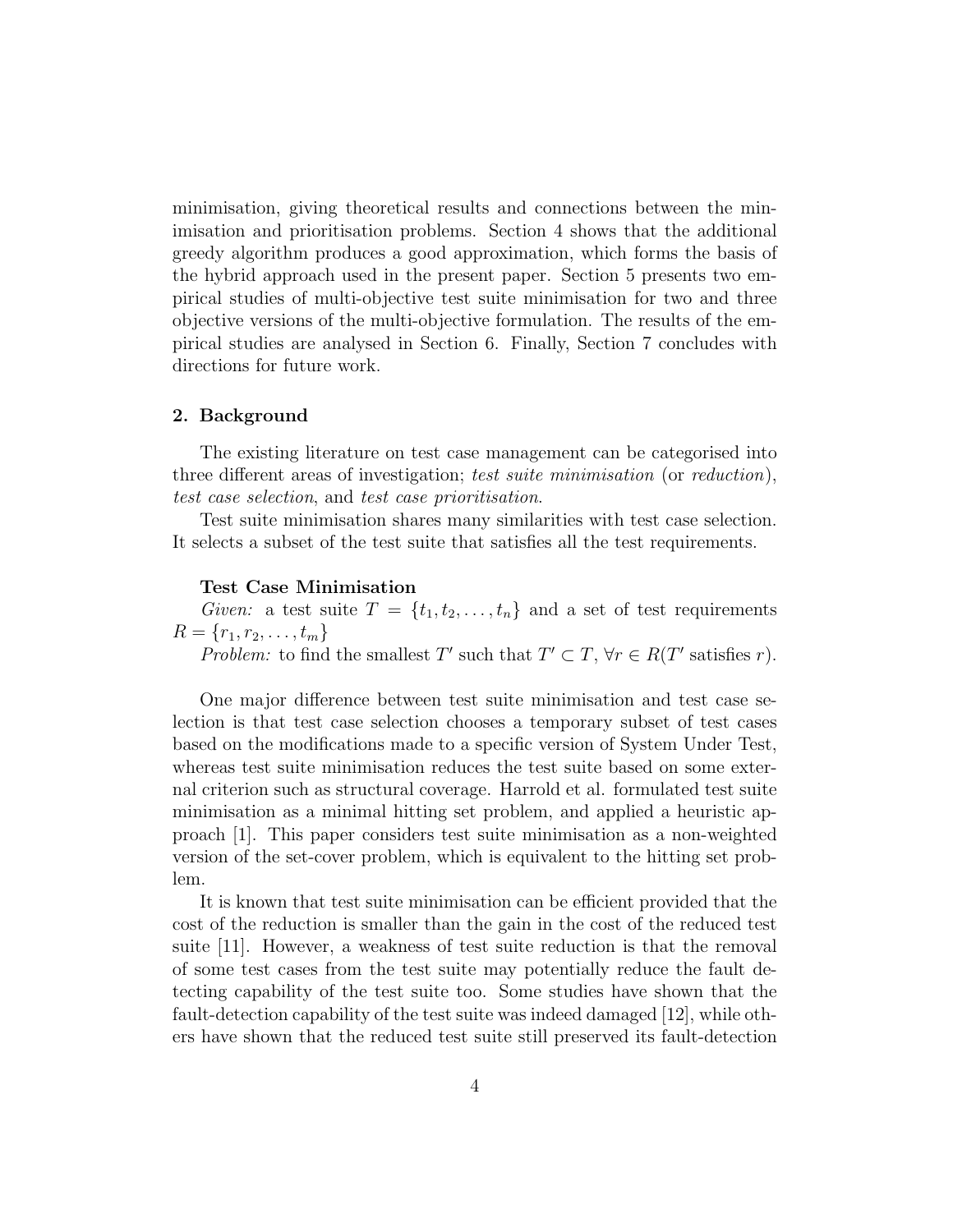minimisation, giving theoretical results and connections between the minimisation and prioritisation problems. Section 4 shows that the additional greedy algorithm produces a good approximation, which forms the basis of the hybrid approach used in the present paper. Section 5 presents two empirical studies of multi-objective test suite minimisation for two and three objective versions of the multi-objective formulation. The results of the empirical studies are analysed in Section 6. Finally, Section 7 concludes with directions for future work.

## 2. Background

The existing literature on test case management can be categorised into three different areas of investigation; *test suite minimisation* (or *reduction*), *test case selection*, and *test case prioritisation*.

Test suite minimisation shares many similarities with test case selection. It selects a subset of the test suite that satisfies all the test requirements.

**Test Case Minimisation**

*Given:* a test suite $T = \{t_1, t_2, \ldots, t_n\}$ and a set of test requirements $R = \{r_1, r_2, \ldots, t_m\}$

*Problem:* to find the smallest $T'$ such that $T' \subset T$, $\forall r \in R(T'$ satisfies $r)$.

One major difference between test suite minimisation and test case selection is that test case selection chooses a temporary subset of test cases based on the modifications made to a specific version of System Under Test, whereas test suite minimisation reduces the test suite based on some external criterion such as structural coverage. Harrold et al. formulated test suite minimisation as a minimal hitting set problem, and applied a heuristic approach [1]. This paper considers test suite minimisation as a non-weighted version of the set-cover problem, which is equivalent to the hitting set problem.

It is known that test suite minimisation can be efficient provided that the cost of the reduction is smaller than the gain in the cost of the reduced test suite [11]. However, a weakness of test suite reduction is that the removal of some test cases from the test suite may potentially reduce the fault detecting capability of the test suite too. Some studies have shown that the fault-detection capability of the test suite was indeed damaged [12], while others have shown that the reduced test suite still preserved its fault-detection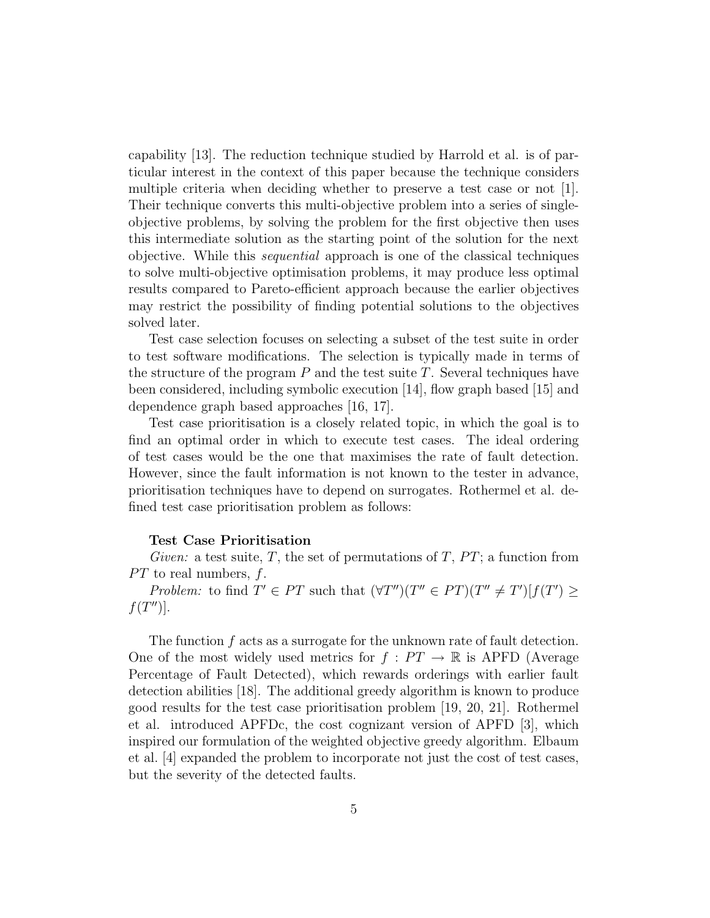capability [13]. The reduction technique studied by Harrold et al. is of particular interest in the context of this paper because the technique considers multiple criteria when deciding whether to preserve a test case or not [1]. Their technique converts this multi-objective problem into a series of single-objective problems, by solving the problem for the first objective then uses this intermediate solution as the starting point of the solution for the next objective. While this *sequential* approach is one of the classical techniques to solve multi-objective optimisation problems, it may produce less optimal results compared to Pareto-efficient approach because the earlier objectives may restrict the possibility of finding potential solutions to the objectives solved later.

Test case selection focuses on selecting a subset of the test suite in order to test software modifications. The selection is typically made in terms of the structure of the program $P$ and the test suite $T$. Several techniques have been considered, including symbolic execution [14], flow graph based [15] and dependence graph based approaches [16, 17].

Test case prioritisation is a closely related topic, in which the goal is to find an optimal order in which to execute test cases. The ideal ordering of test cases would be the one that maximises the rate of fault detection. However, since the fault information is not known to the tester in advance, prioritisation techniques have to depend on surrogates. Rothermel et al. defined test case prioritisation problem as follows:

**Test Case Prioritisation**

*Given:* a test suite, $T$, the set of permutations of $T$, $PT$; a function from $PT$ to real numbers, $f$.

*Problem:* to find $T' \in PT$ such that $(\forall T'')(T'' \in PT)(T'' \neq T')[f(T') \geq f(T'')]$.

The function $f$ acts as a surrogate for the unknown rate of fault detection. One of the most widely used metrics for $f : PT \rightarrow \mathbb{R}$ is APFD (Average Percentage of Fault Detected), which rewards orderings with earlier fault detection abilities [18]. The additional greedy algorithm is known to produce good results for the test case prioritisation problem [19, 20, 21]. Rothermel et al. introduced APFDc, the cost cognizant version of APFD [3], which inspired our formulation of the weighted objective greedy algorithm. Elbaum et al. [4] expanded the problem to incorporate not just the cost of test cases, but the severity of the detected faults.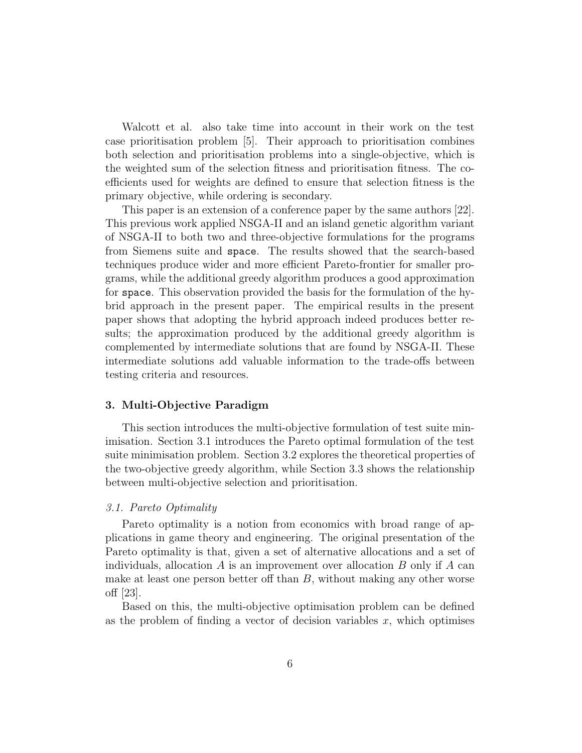Walcott et al. also take time into account in their work on the test case prioritisation problem [5]. Their approach to prioritisation combines both selection and prioritisation problems into a single-objective, which is the weighted sum of the selection fitness and prioritisation fitness. The coefficients used for weights are defined to ensure that selection fitness is the primary objective, while ordering is secondary.

This paper is an extension of a conference paper by the same authors [22]. This previous work applied NSGA-II and an island genetic algorithm variant of NSGA-II to both two and three-objective formulations for the programs from Siemens suite and `space`. The results showed that the search-based techniques produce wider and more efficient Pareto-frontier for smaller programs, while the additional greedy algorithm produces a good approximation for `space`. This observation provided the basis for the formulation of the hybrid approach in the present paper. The empirical results in the present paper shows that adopting the hybrid approach indeed produces better results; the approximation produced by the additional greedy algorithm is complemented by intermediate solutions that are found by NSGA-II. These intermediate solutions add valuable information to the trade-offs between testing criteria and resources.

## 3. Multi-Objective Paradigm

This section introduces the multi-objective formulation of test suite minimisation. Section 3.1 introduces the Pareto optimal formulation of the test suite minimisation problem. Section 3.2 explores the theoretical properties of the two-objective greedy algorithm, while Section 3.3 shows the relationship between multi-objective selection and prioritisation.

### *3.1. Pareto Optimality*

Pareto optimality is a notion from economics with broad range of applications in game theory and engineering. The original presentation of the Pareto optimality is that, given a set of alternative allocations and a set of individuals, allocation $A$ is an improvement over allocation $B$ only if $A$ can make at least one person better off than $B$, without making any other worse off [23].

Based on this, the multi-objective optimisation problem can be defined as the problem of finding a vector of decision variables $x$, which optimises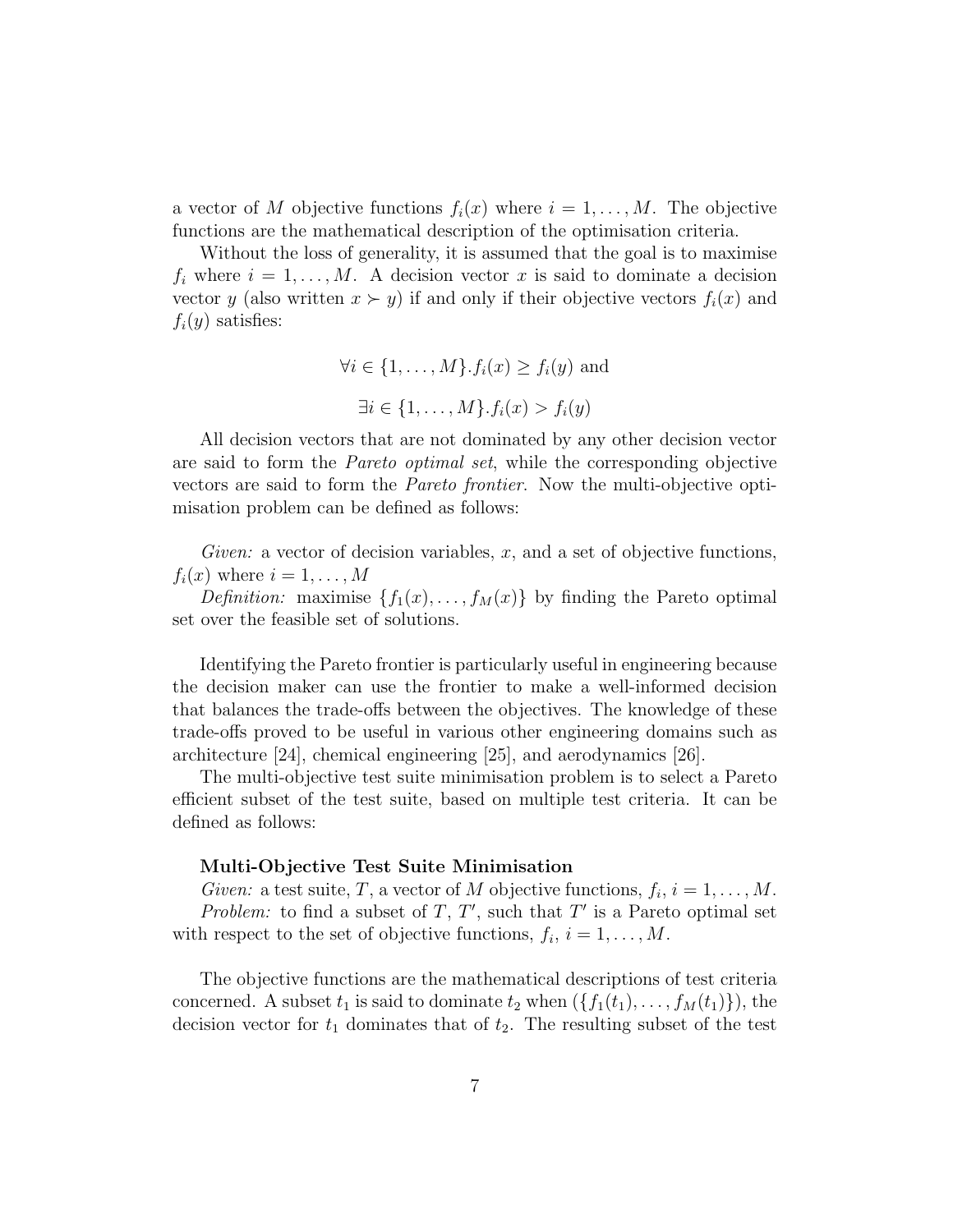a vector of $M$ objective functions $f_i(x)$ where $i = 1, \ldots, M$. The objective functions are the mathematical description of the optimisation criteria.

Without the loss of generality, it is assumed that the goal is to maximise $f_i$ where $i = 1, \ldots, M$. A decision vector $x$ is said to dominate a decision vector $y$ (also written $x \succ y$) if and only if their objective vectors $f_i(x)$ and $f_i(y)$ satisfies:

$$\forall i \in \{1, \ldots, M\}. f_i(x) \geq f_i(y) \text{ and}$$

$$\exists i \in \{1, \ldots, M\}. f_i(x) > f_i(y)$$

All decision vectors that are not dominated by any other decision vector are said to form the *Pareto optimal set*, while the corresponding objective vectors are said to form the *Pareto frontier*. Now the multi-objective optimisation problem can be defined as follows:

*Given:* a vector of decision variables, $x$, and a set of objective functions, $f_i(x)$ where $i = 1, \ldots, M$

*Definition:* maximise $\{f_1(x), \ldots, f_M(x)\}$ by finding the Pareto optimal set over the feasible set of solutions.

Identifying the Pareto frontier is particularly useful in engineering because the decision maker can use the frontier to make a well-informed decision that balances the trade-offs between the objectives. The knowledge of these trade-offs proved to be useful in various other engineering domains such as architecture [24], chemical engineering [25], and aerodynamics [26].

The multi-objective test suite minimisation problem is to select a Pareto efficient subset of the test suite, based on multiple test criteria. It can be defined as follows:

**Multi-Objective Test Suite Minimisation**

*Given:* a test suite, $T$, a vector of $M$ objective functions, $f_i$, $i = 1, \ldots, M$.

*Problem:* to find a subset of $T$, $T'$, such that $T'$ is a Pareto optimal set with respect to the set of objective functions, $f_i$, $i = 1, \ldots, M$.

The objective functions are the mathematical descriptions of test criteria concerned. A subset $t_1$ is said to dominate $t_2$ when $(\{f_1(t_1), \ldots, f_M(t_1)\})$, the decision vector for $t_1$ dominates that of $t_2$. The resulting subset of the test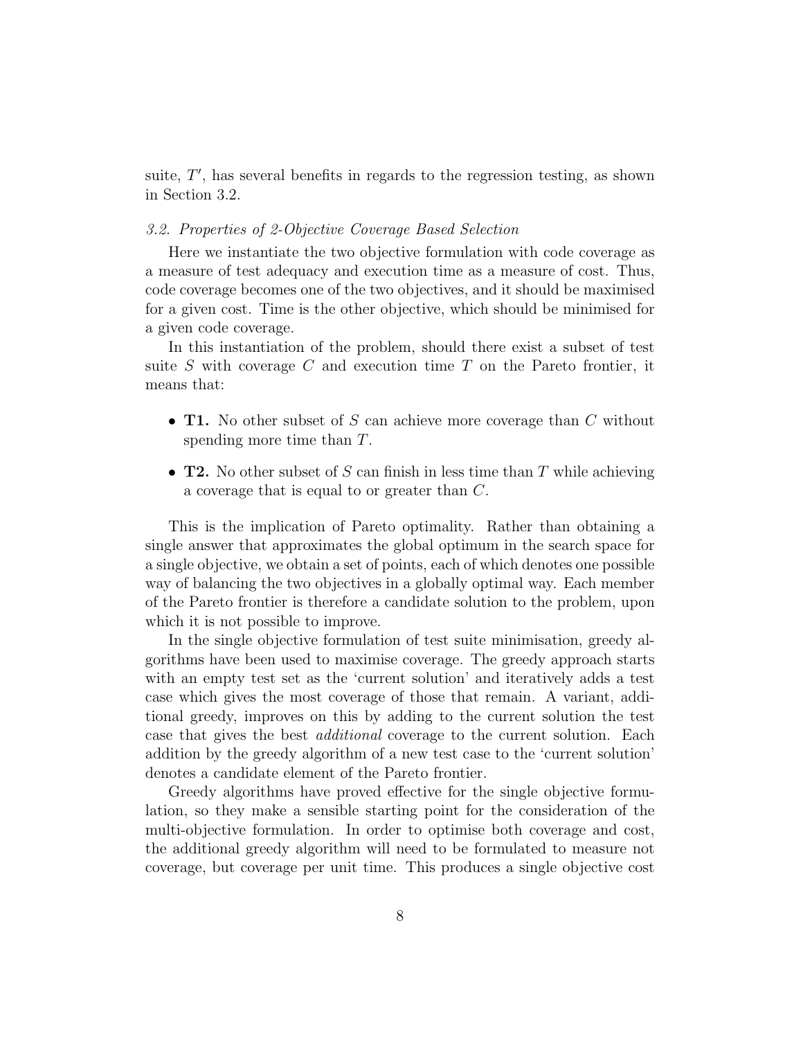suite, $T'$, has several benefits in regards to the regression testing, as shown in Section 3.2.

### *3.2. Properties of 2-Objective Coverage Based Selection*

Here we instantiate the two objective formulation with code coverage as a measure of test adequacy and execution time as a measure of cost. Thus, code coverage becomes one of the two objectives, and it should be maximised for a given cost. Time is the other objective, which should be minimised for a given code coverage.

In this instantiation of the problem, should there exist a subset of test suite $S$ with coverage $C$ and execution time $T$ on the Pareto frontier, it means that:

- **T1.** No other subset of $S$ can achieve more coverage than $C$ without spending more time than $T$.
- **T2.** No other subset of $S$ can finish in less time than $T$ while achieving a coverage that is equal to or greater than $C$.

This is the implication of Pareto optimality. Rather than obtaining a single answer that approximates the global optimum in the search space for a single objective, we obtain a set of points, each of which denotes one possible way of balancing the two objectives in a globally optimal way. Each member of the Pareto frontier is therefore a candidate solution to the problem, upon which it is not possible to improve.

In the single objective formulation of test suite minimisation, greedy algorithms have been used to maximise coverage. The greedy approach starts with an empty test set as the 'current solution' and iteratively adds a test case which gives the most coverage of those that remain. A variant, additional greedy, improves on this by adding to the current solution the test case that gives the best *additional* coverage to the current solution. Each addition by the greedy algorithm of a new test case to the 'current solution' denotes a candidate element of the Pareto frontier.

Greedy algorithms have proved effective for the single objective formulation, so they make a sensible starting point for the consideration of the multi-objective formulation. In order to optimise both coverage and cost, the additional greedy algorithm will need to be formulated to measure not coverage, but coverage per unit time. This produces a single objective cost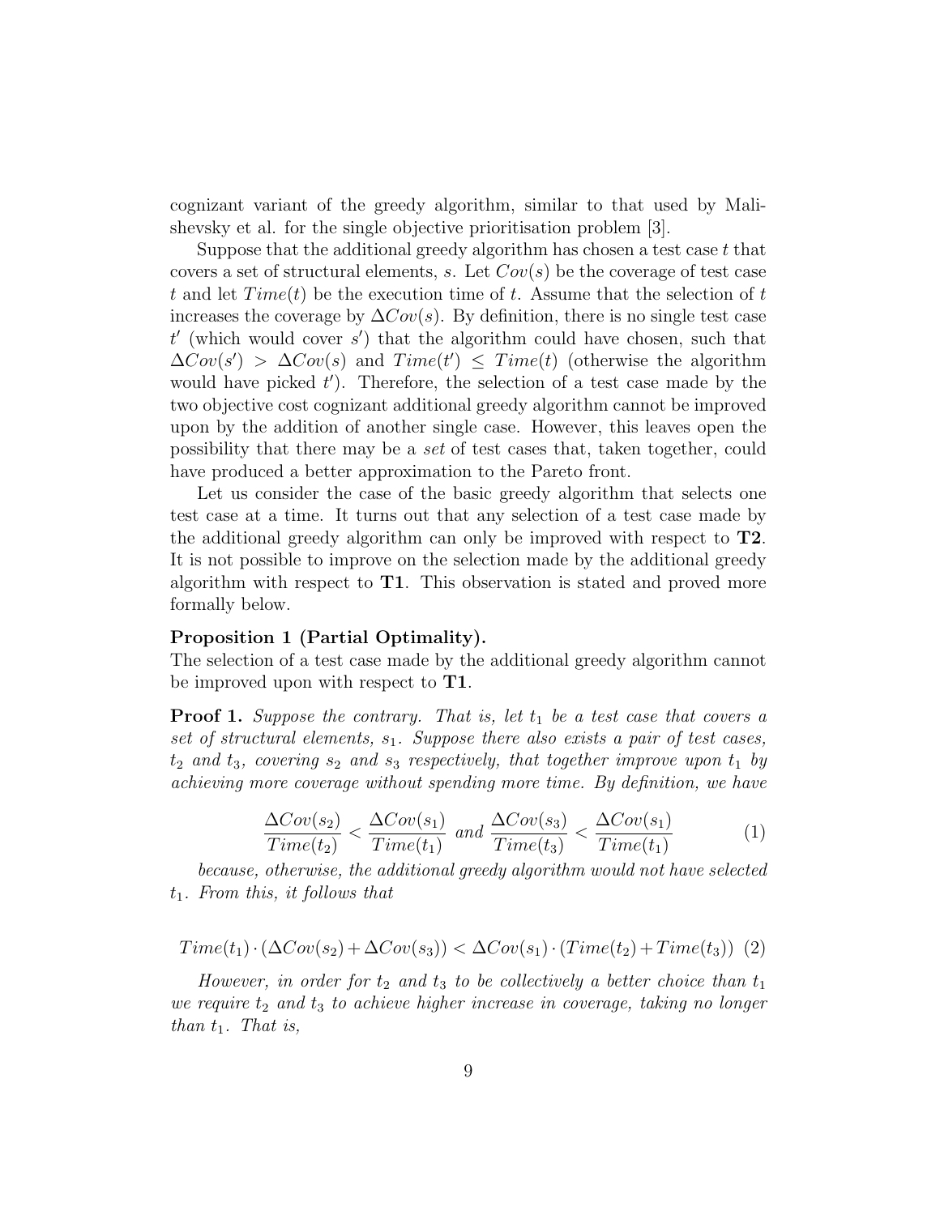cognizant variant of the greedy algorithm, similar to that used by Malishevsky et al. for the single objective prioritisation problem [3].

Suppose that the additional greedy algorithm has chosen a test case $t$ that covers a set of structural elements, $s$. Let $Cov(s)$ be the coverage of test case $t$ and let $Time(t)$ be the execution time of $t$. Assume that the selection of $t$ increases the coverage by $\Delta Cov(s)$. By definition, there is no single test case $t'$ (which would cover $s'$) that the algorithm could have chosen, such that $\Delta Cov(s') > \Delta Cov(s)$ and $Time(t') \leq Time(t)$ (otherwise the algorithm would have picked $t'$). Therefore, the selection of a test case made by the two objective cost cognizant additional greedy algorithm cannot be improved upon by the addition of another single case. However, this leaves open the possibility that there may be a *set* of test cases that, taken together, could have produced a better approximation to the Pareto front.

Let us consider the case of the basic greedy algorithm that selects one test case at a time. It turns out that any selection of a test case made by the additional greedy algorithm can only be improved with respect to **T2**. It is not possible to improve on the selection made by the additional greedy algorithm with respect to **T1**. This observation is stated and proved more formally below.

**Proposition 1 (Partial Optimality).**
The selection of a test case made by the additional greedy algorithm cannot be improved upon with respect to **T1**.

**Proof 1.** *Suppose the contrary. That is, let $t_1$ be a test case that covers a set of structural elements, $s_1$. Suppose there also exists a pair of test cases, $t_2$ and $t_3$, covering $s_2$ and $s_3$ respectively, that together improve upon $t_1$ by achieving more coverage without spending more time. By definition, we have*

$$\frac{\Delta Cov(s_2)}{Time(t_2)} < \frac{\Delta Cov(s_1)}{Time(t_1)} \text{ and } \frac{\Delta Cov(s_3)}{Time(t_3)} < \frac{\Delta Cov(s_1)}{Time(t_1)} \quad (1)$$

*because, otherwise, the additional greedy algorithm would not have selected $t_1$. From this, it follows that*

$$Time(t_1) \cdot (\Delta Cov(s_2) + \Delta Cov(s_3)) < \Delta Cov(s_1) \cdot (Time(t_2) + Time(t_3)) \quad (2)$$

*However, in order for $t_2$ and $t_3$ to be collectively a better choice than $t_1$ we require $t_2$ and $t_3$ to achieve higher increase in coverage, taking no longer than $t_1$. That is,*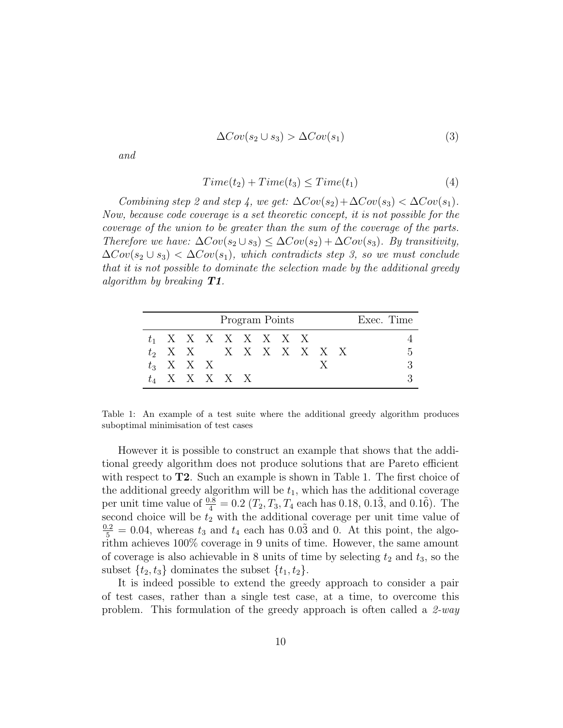$$\Delta Cov(s_2 \cup s_3) > \Delta Cov(s_1) \tag{3}$$

*and*

$$Time(t_2) + Time(t_3) \leq Time(t_1) \tag{4}$$

*Combining step 2 and step 4, we get:* $\Delta Cov(s_2) + \Delta Cov(s_3) < \Delta Cov(s_1)$. *Now, because code coverage is a set theoretic concept, it is not possible for the coverage of the union to be greater than the sum of the coverage of the parts. Therefore we have:* $\Delta Cov(s_2 \cup s_3) \leq \Delta Cov(s_2) + \Delta Cov(s_3)$. *By transitivity,* $\Delta Cov(s_2 \cup s_3) < \Delta Cov(s_1)$, *which contradicts step 3, so we must conclude that it is not possible to dominate the selection made by the additional greedy algorithm by breaking **T1**.*

| | Program Points | | | | | | | | | | Exec. Time |
|---|---|---|---|---|---|---|---|---|---|---|---|
| $t_1$ | X | X | X | X | X | X | X | X | | | 4 |
| $t_2$ | X | X | | X | X | X | X | X | X | X | 5 |
| $t_3$ | X | X | X | | | | | | X | | 3 |
| $t_4$ | X | X | X | X | X | | | | | | 3 |

Table 1: An example of a test suite where the additional greedy algorithm produces suboptimal minimisation of test cases

However it is possible to construct an example that shows that the additional greedy algorithm does not produce solutions that are Pareto efficient with respect to **T2**. Such an example is shown in Table 1. The first choice of the additional greedy algorithm will be $t_1$, which has the additional coverage per unit time value of $\frac{0.8}{4} = 0.2$ ($T_2, T_3, T_4$ each has 0.18, $0.1\tilde{3}$, and $0.1\tilde{6}$). The second choice will be $t_2$ with the additional coverage per unit time value of $\frac{0.2}{5} = 0.04$, whereas $t_3$ and $t_4$ each has $0.0\tilde{3}$ and 0. At this point, the algorithm achieves 100% coverage in 9 units of time. However, the same amount of coverage is also achievable in 8 units of time by selecting $t_2$ and $t_3$, so the subset $\{t_2, t_3\}$ dominates the subset $\{t_1, t_2\}$.

It is indeed possible to extend the greedy approach to consider a pair of test cases, rather than a single test case, at a time, to overcome this problem. This formulation of the greedy approach is often called a *2-way*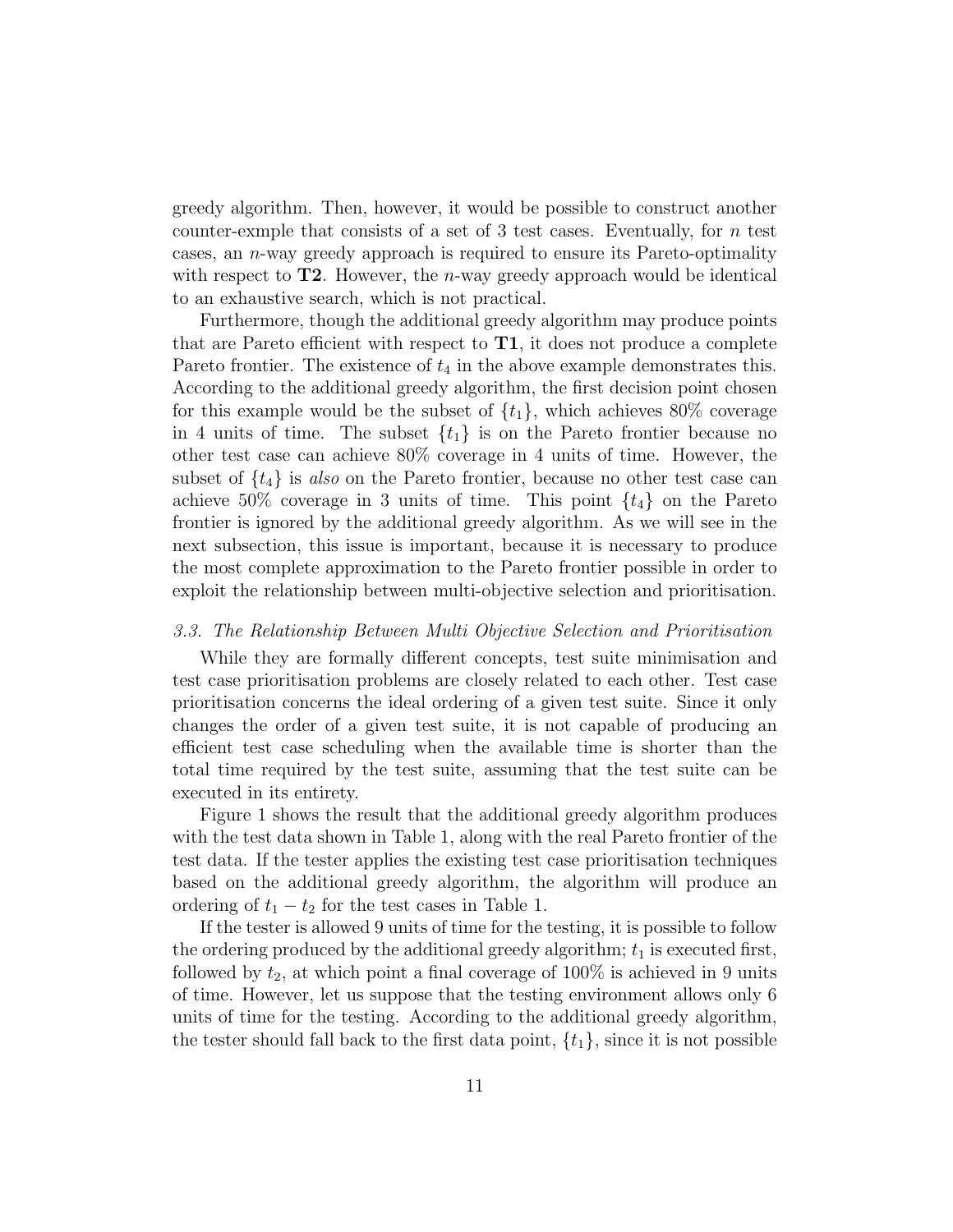greedy algorithm. Then, however, it would be possible to construct another counter-exmple that consists of a set of 3 test cases. Eventually, for $n$ test cases, an $n$-way greedy approach is required to ensure its Pareto-optimality with respect to **T2**. However, the $n$-way greedy approach would be identical to an exhaustive search, which is not practical.

Furthermore, though the additional greedy algorithm may produce points that are Pareto efficient with respect to **T1**, it does not produce a complete Pareto frontier. The existence of $t_4$ in the above example demonstrates this. According to the additional greedy algorithm, the first decision point chosen for this example would be the subset of $\{t_1\}$, which achieves 80% coverage in 4 units of time. The subset $\{t_1\}$ is on the Pareto frontier because no other test case can achieve 80% coverage in 4 units of time. However, the subset of $\{t_4\}$ is *also* on the Pareto frontier, because no other test case can achieve 50% coverage in 3 units of time. This point $\{t_4\}$ on the Pareto frontier is ignored by the additional greedy algorithm. As we will see in the next subsection, this issue is important, because it is necessary to produce the most complete approximation to the Pareto frontier possible in order to exploit the relationship between multi-objective selection and prioritisation.

### *3.3. The Relationship Between Multi Objective Selection and Prioritisation*

While they are formally different concepts, test suite minimisation and test case prioritisation problems are closely related to each other. Test case prioritisation concerns the ideal ordering of a given test suite. Since it only changes the order of a given test suite, it is not capable of producing an efficient test case scheduling when the available time is shorter than the total time required by the test suite, assuming that the test suite can be executed in its entirety.

Figure 1 shows the result that the additional greedy algorithm produces with the test data shown in Table 1, along with the real Pareto frontier of the test data. If the tester applies the existing test case prioritisation techniques based on the additional greedy algorithm, the algorithm will produce an ordering of $t_1 - t_2$ for the test cases in Table 1.

If the tester is allowed 9 units of time for the testing, it is possible to follow the ordering produced by the additional greedy algorithm; $t_1$ is executed first, followed by $t_2$, at which point a final coverage of 100% is achieved in 9 units of time. However, let us suppose that the testing environment allows only 6 units of time for the testing. According to the additional greedy algorithm, the tester should fall back to the first data point, $\{t_1\}$, since it is not possible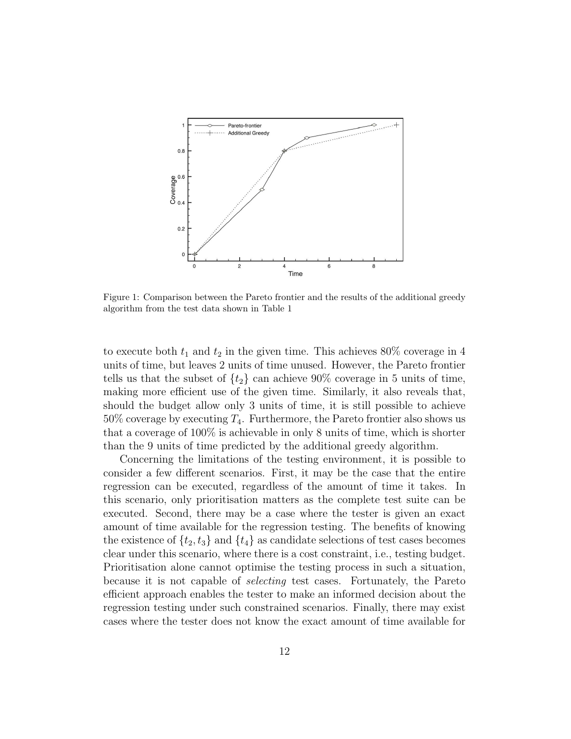Figure 1: Comparison between the Pareto frontier and the results of the additional greedy algorithm from the test data shown in Table 1

to execute both $t_1$ and $t_2$ in the given time. This achieves 80% coverage in 4 units of time, but leaves 2 units of time unused. However, the Pareto frontier tells us that the subset of $\{t_2\}$ can achieve 90% coverage in 5 units of time, making more efficient use of the given time. Similarly, it also reveals that, should the budget allow only 3 units of time, it is still possible to achieve 50% coverage by executing $T_4$. Furthermore, the Pareto frontier also shows us that a coverage of 100% is achievable in only 8 units of time, which is shorter than the 9 units of time predicted by the additional greedy algorithm.

Concerning the limitations of the testing environment, it is possible to consider a few different scenarios. First, it may be the case that the entire regression can be executed, regardless of the amount of time it takes. In this scenario, only prioritisation matters as the complete test suite can be executed. Second, there may be a case where the tester is given an exact amount of time available for the regression testing. The benefits of knowing the existence of $\{t_2, t_3\}$ and $\{t_4\}$ as candidate selections of test cases becomes clear under this scenario, where there is a cost constraint, i.e., testing budget. Prioritisation alone cannot optimise the testing process in such a situation, because it is not capable of *selecting* test cases. Fortunately, the Pareto efficient approach enables the tester to make an informed decision about the regression testing under such constrained scenarios. Finally, there may exist cases where the tester does not know the exact amount of time available for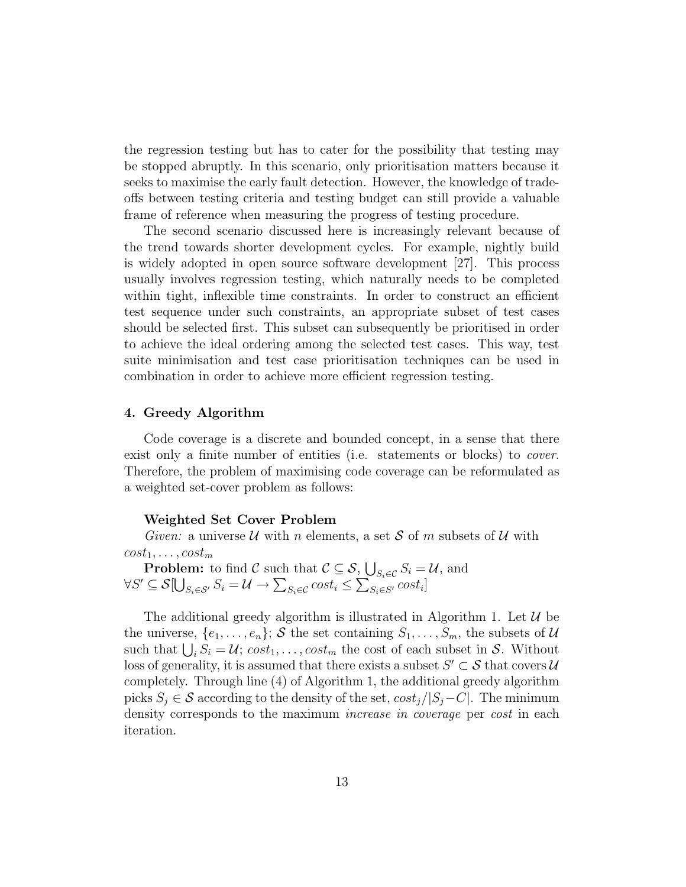the regression testing but has to cater for the possibility that testing may be stopped abruptly. In this scenario, only prioritisation matters because it seeks to maximise the early fault detection. However, the knowledge of trade-offs between testing criteria and testing budget can still provide a valuable frame of reference when measuring the progress of testing procedure.

The second scenario discussed here is increasingly relevant because of the trend towards shorter development cycles. For example, nightly build is widely adopted in open source software development [27]. This process usually involves regression testing, which naturally needs to be completed within tight, inflexible time constraints. In order to construct an efficient test sequence under such constraints, an appropriate subset of test cases should be selected first. This subset can subsequently be prioritised in order to achieve the ideal ordering among the selected test cases. This way, test suite minimisation and test case prioritisation techniques can be used in combination in order to achieve more efficient regression testing.

## 4. Greedy Algorithm

Code coverage is a discrete and bounded concept, in a sense that there exist only a finite number of entities (i.e. statements or blocks) to *cover*. Therefore, the problem of maximising code coverage can be reformulated as a weighted set-cover problem as follows:

**Weighted Set Cover Problem**

*Given:* a universe $\mathcal{U}$ with $n$ elements, a set $\mathcal{S}$ of $m$ subsets of $\mathcal{U}$ with $cost_1, \ldots, cost_m$

**Problem:** to find $\mathcal{C}$ such that $\mathcal{C} \subseteq \mathcal{S}$, $\bigcup_{S_i \in \mathcal{C}} S_i = \mathcal{U}$, and $\forall S' \subseteq \mathcal{S}[\bigcup_{S_i \in S'} S_i = \mathcal{U} \rightarrow \sum_{S_i \in \mathcal{C}} cost_i \leq \sum_{S_i \in S'} cost_i]$

The additional greedy algorithm is illustrated in Algorithm 1. Let $\mathcal{U}$ be the universe, $\{e_1, \ldots, e_n\}$; $\mathcal{S}$ the set containing $S_1, \ldots, S_m$, the subsets of $\mathcal{U}$ such that $\bigcup_i S_i = \mathcal{U}$; $cost_1, \ldots, cost_m$ the cost of each subset in $\mathcal{S}$. Without loss of generality, it is assumed that there exists a subset $S' \subset \mathcal{S}$ that covers $\mathcal{U}$ completely. Through line (4) of Algorithm 1, the additional greedy algorithm picks $S_j \in \mathcal{S}$ according to the density of the set, $cost_j/|S_j - C|$. The minimum density corresponds to the maximum *increase in coverage* per *cost* in each iteration.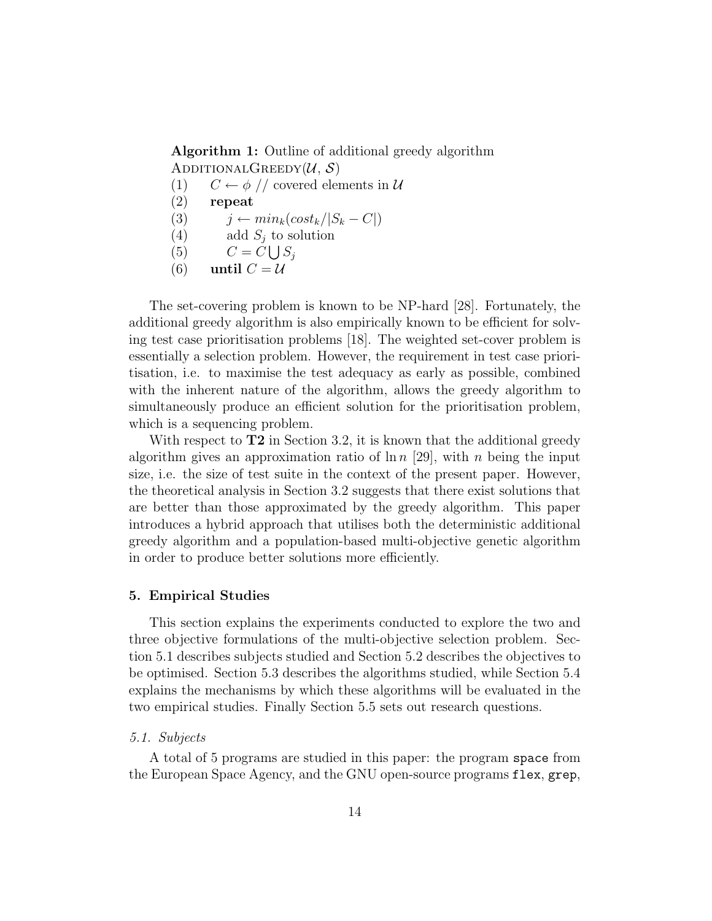**Algorithm 1:** Outline of additional greedy algorithm

ADDITIONALGREEDY($\mathcal{U}$, $\mathcal{S}$)

(1) $C \leftarrow \phi$ // covered elements in $\mathcal{U}$
(2) **repeat**
(3) $j \leftarrow min_k(cost_k/|S_k - C|)$
(4) add $S_j$ to solution
(5) $C = C \bigcup S_j$
(6) **until** $C = \mathcal{U}$

The set-covering problem is known to be NP-hard [28]. Fortunately, the additional greedy algorithm is also empirically known to be efficient for solving test case prioritisation problems [18]. The weighted set-cover problem is essentially a selection problem. However, the requirement in test case prioritisation, i.e. to maximise the test adequacy as early as possible, combined with the inherent nature of the algorithm, allows the greedy algorithm to simultaneously produce an efficient solution for the prioritisation problem, which is a sequencing problem.

With respect to **T2** in Section 3.2, it is known that the additional greedy algorithm gives an approximation ratio of $\ln n$ [29], with $n$ being the input size, i.e. the size of test suite in the context of the present paper. However, the theoretical analysis in Section 3.2 suggests that there exist solutions that are better than those approximated by the greedy algorithm. This paper introduces a hybrid approach that utilises both the deterministic additional greedy algorithm and a population-based multi-objective genetic algorithm in order to produce better solutions more efficiently.

## 5. Empirical Studies

This section explains the experiments conducted to explore the two and three objective formulations of the multi-objective selection problem. Section 5.1 describes subjects studied and Section 5.2 describes the objectives to be optimised. Section 5.3 describes the algorithms studied, while Section 5.4 explains the mechanisms by which these algorithms will be evaluated in the two empirical studies. Finally Section 5.5 sets out research questions.

### *5.1. Subjects*

A total of 5 programs are studied in this paper: the program `space` from the European Space Agency, and the GNU open-source programs `flex`, `grep`,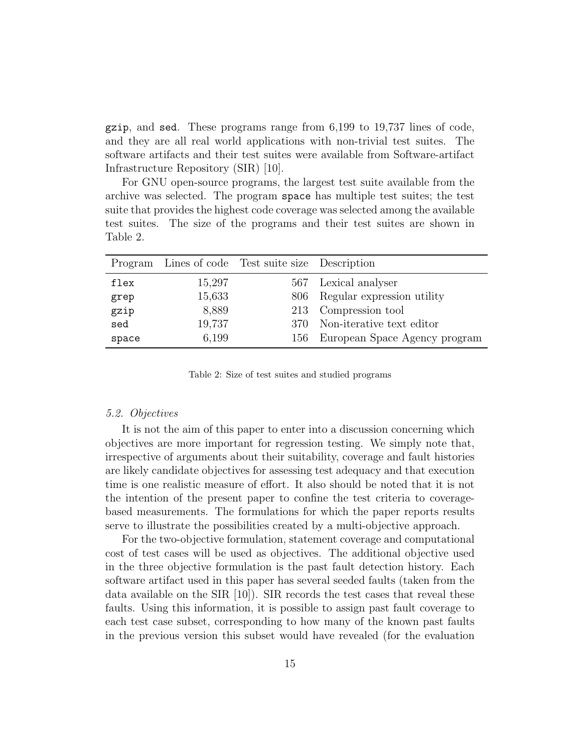`gzip`, and `sed`. These programs range from 6,199 to 19,737 lines of code, and they are all real world applications with non-trivial test suites. The software artifacts and their test suites were available from Software-artifact Infrastructure Repository (SIR) [10].

For GNU open-source programs, the largest test suite available from the archive was selected. The program `space` has multiple test suites; the test suite that provides the highest code coverage was selected among the available test suites. The size of the programs and their test suites are shown in Table 2.

| Program | Lines of code | Test suite size | Description |
|---|---|---|---|
| `flex` | 15,297 | 567 | Lexical analyser |
| `grep` | 15,633 | 806 | Regular expression utility |
| `gzip` | 8,889 | 213 | Compression tool |
| `sed` | 19,737 | 370 | Non-iterative text editor |
| `space` | 6,199 | 156 | European Space Agency program |

Table 2: Size of test suites and studied programs

### *5.2. Objectives*

It is not the aim of this paper to enter into a discussion concerning which objectives are more important for regression testing. We simply note that, irrespective of arguments about their suitability, coverage and fault histories are likely candidate objectives for assessing test adequacy and that execution time is one realistic measure of effort. It also should be noted that it is not the intention of the present paper to confine the test criteria to coverage-based measurements. The formulations for which the paper reports results serve to illustrate the possibilities created by a multi-objective approach.

For the two-objective formulation, statement coverage and computational cost of test cases will be used as objectives. The additional objective used in the three objective formulation is the past fault detection history. Each software artifact used in this paper has several seeded faults (taken from the data available on the SIR [10]). SIR records the test cases that reveal these faults. Using this information, it is possible to assign past fault coverage to each test case subset, corresponding to how many of the known past faults in the previous version this subset would have revealed (for the evaluation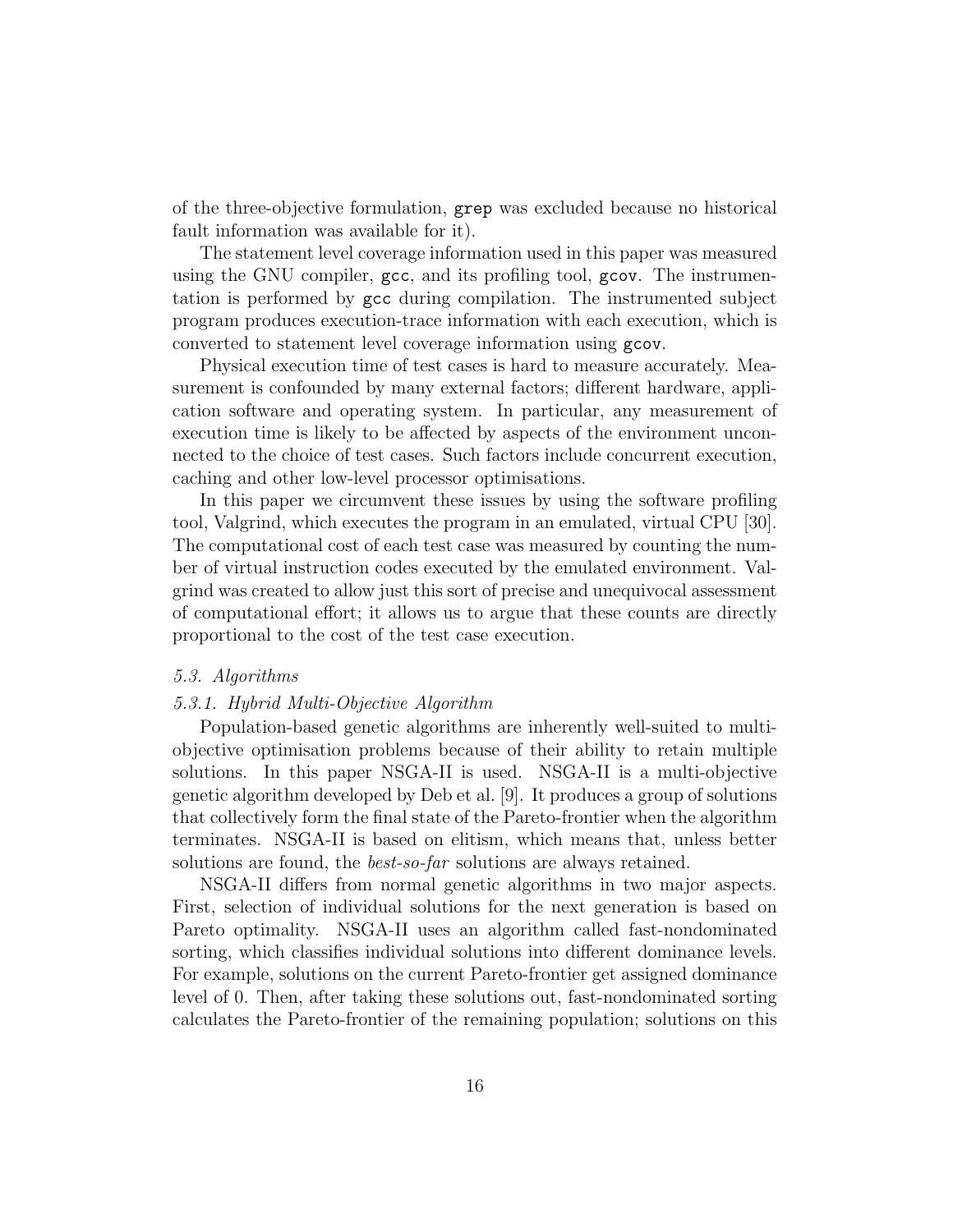of the three-objective formulation, `grep` was excluded because no historical fault information was available for it).

The statement level coverage information used in this paper was measured using the GNU compiler, `gcc`, and its profiling tool, `gcov`. The instrumentation is performed by `gcc` during compilation. The instrumented subject program produces execution-trace information with each execution, which is converted to statement level coverage information using `gcov`.

Physical execution time of test cases is hard to measure accurately. Measurement is confounded by many external factors; different hardware, application software and operating system. In particular, any measurement of execution time is likely to be affected by aspects of the environment unconnected to the choice of test cases. Such factors include concurrent execution, caching and other low-level processor optimisations.

In this paper we circumvent these issues by using the software profiling tool, Valgrind, which executes the program in an emulated, virtual CPU [30]. The computational cost of each test case was measured by counting the number of virtual instruction codes executed by the emulated environment. Valgrind was created to allow just this sort of precise and unequivocal assessment of computational effort; it allows us to argue that these counts are directly proportional to the cost of the test case execution.

### *5.3. Algorithms*

#### *5.3.1. Hybrid Multi-Objective Algorithm*

Population-based genetic algorithms are inherently well-suited to multi-objective optimisation problems because of their ability to retain multiple solutions. In this paper NSGA-II is used. NSGA-II is a multi-objective genetic algorithm developed by Deb et al. [9]. It produces a group of solutions that collectively form the final state of the Pareto-frontier when the algorithm terminates. NSGA-II is based on elitism, which means that, unless better solutions are found, the *best-so-far* solutions are always retained.

NSGA-II differs from normal genetic algorithms in two major aspects. First, selection of individual solutions for the next generation is based on Pareto optimality. NSGA-II uses an algorithm called fast-nondominated sorting, which classifies individual solutions into different dominance levels. For example, solutions on the current Pareto-frontier get assigned dominance level of 0. Then, after taking these solutions out, fast-nondominated sorting calculates the Pareto-frontier of the remaining population; solutions on this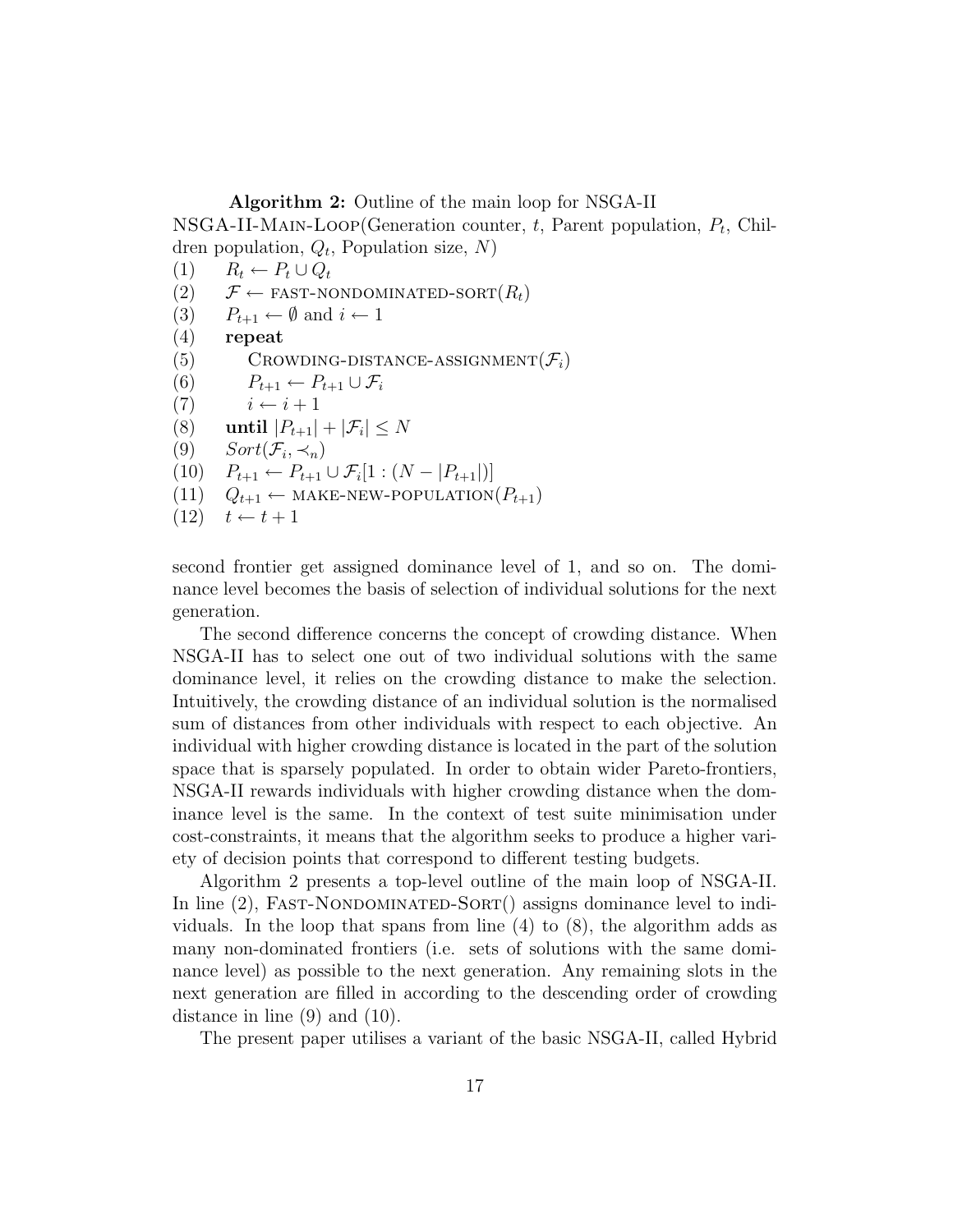**Algorithm 2:** Outline of the main loop for NSGA-II

NSGA-II-MAIN-LOOP(Generation counter, $t$, Parent population, $P_t$, Children population, $Q_t$, Population size, $N$)

(1) $R_t \leftarrow P_t \cup Q_t$
(2) $\mathcal{F} \leftarrow$ FAST-NONDOMINATED-SORT($R_t$)
(3) $P_{t+1} \leftarrow \emptyset$ and $i \leftarrow 1$
(4) **repeat**
(5) CROWDING-DISTANCE-ASSIGNMENT($\mathcal{F}_i$)
(6) $P_{t+1} \leftarrow P_{t+1} \cup \mathcal{F}_i$
(7) $i \leftarrow i + 1$
(8) **until** $|P_{t+1}| + |\mathcal{F}_i| \leq N$
(9) $Sort(\mathcal{F}_i, \prec_n)$
(10) $P_{t+1} \leftarrow P_{t+1} \cup \mathcal{F}_i[1 : (N - |P_{t+1}|)]$
(11) $Q_{t+1} \leftarrow$ MAKE-NEW-POPULATION($P_{t+1}$)
(12) $t \leftarrow t + 1$

second frontier get assigned dominance level of 1, and so on. The dominance level becomes the basis of selection of individual solutions for the next generation.

The second difference concerns the concept of crowding distance. When NSGA-II has to select one out of two individual solutions with the same dominance level, it relies on the crowding distance to make the selection. Intuitively, the crowding distance of an individual solution is the normalised sum of distances from other individuals with respect to each objective. An individual with higher crowding distance is located in the part of the solution space that is sparsely populated. In order to obtain wider Pareto-frontiers, NSGA-II rewards individuals with higher crowding distance when the dominance level is the same. In the context of test suite minimisation under cost-constraints, it means that the algorithm seeks to produce a higher variety of decision points that correspond to different testing budgets.

Algorithm 2 presents a top-level outline of the main loop of NSGA-II. In line (2), FAST-NONDOMINATED-SORT() assigns dominance level to individuals. In the loop that spans from line (4) to (8), the algorithm adds as many non-dominated frontiers (i.e. sets of solutions with the same dominance level) as possible to the next generation. Any remaining slots in the next generation are filled in according to the descending order of crowding distance in line (9) and (10).

The present paper utilises a variant of the basic NSGA-II, called Hybrid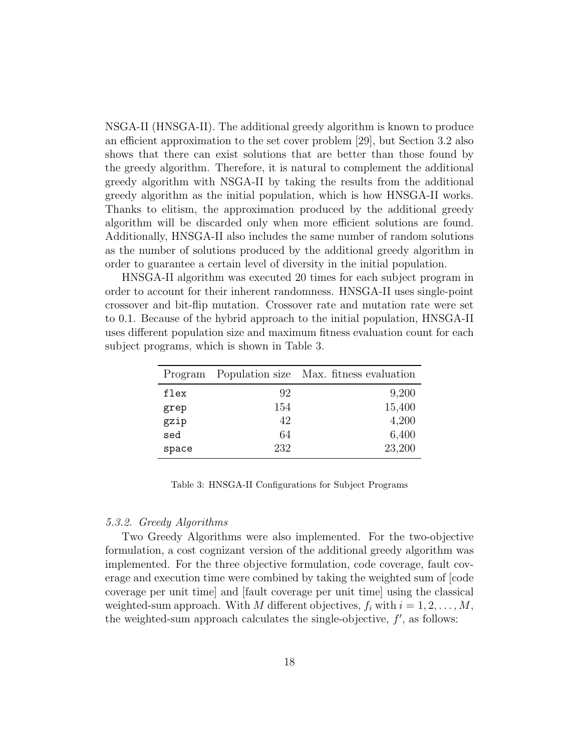NSGA-II (HNSGA-II). The additional greedy algorithm is known to produce an efficient approximation to the set cover problem [29], but Section 3.2 also shows that there can exist solutions that are better than those found by the greedy algorithm. Therefore, it is natural to complement the additional greedy algorithm with NSGA-II by taking the results from the additional greedy algorithm as the initial population, which is how HNSGA-II works. Thanks to elitism, the approximation produced by the additional greedy algorithm will be discarded only when more efficient solutions are found. Additionally, HNSGA-II also includes the same number of random solutions as the number of solutions produced by the additional greedy algorithm in order to guarantee a certain level of diversity in the initial population.

HNSGA-II algorithm was executed 20 times for each subject program in order to account for their inherent randomness. HNSGA-II uses single-point crossover and bit-flip mutation. Crossover rate and mutation rate were set to 0.1. Because of the hybrid approach to the initial population, HNSGA-II uses different population size and maximum fitness evaluation count for each subject programs, which is shown in Table 3.

| Program | Population size | Max. fitness evaluation |
|---|---:|---:|
| `flex` | 92 | 9,200 |
| `grep` | 154 | 15,400 |
| `gzip` | 42 | 4,200 |
| `sed` | 64 | 6,400 |
| `space` | 232 | 23,200 |

Table 3: HNSGA-II Configurations for Subject Programs

#### *5.3.2. Greedy Algorithms*

Two Greedy Algorithms were also implemented. For the two-objective formulation, a cost cognizant version of the additional greedy algorithm was implemented. For the three objective formulation, code coverage, fault coverage and execution time were combined by taking the weighted sum of [code coverage per unit time] and [fault coverage per unit time] using the classical weighted-sum approach. With $M$ different objectives, $f_i$ with $i = 1, 2, \ldots, M$, the weighted-sum approach calculates the single-objective, $f'$, as follows: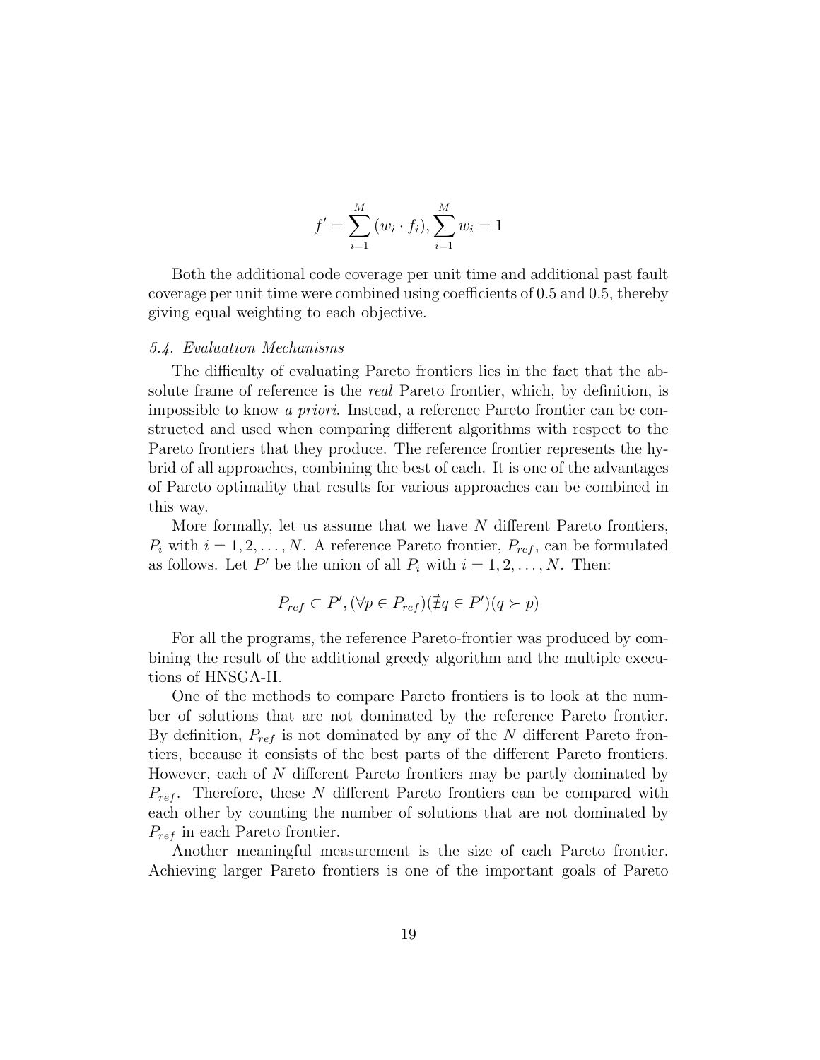$$f' = \sum_{i=1}^{M} (w_i \cdot f_i), \sum_{i=1}^{M} w_i = 1$$

Both the additional code coverage per unit time and additional past fault coverage per unit time were combined using coefficients of 0.5 and 0.5, thereby giving equal weighting to each objective.

### *5.4. Evaluation Mechanisms*

The difficulty of evaluating Pareto frontiers lies in the fact that the absolute frame of reference is the *real* Pareto frontier, which, by definition, is impossible to know *a priori*. Instead, a reference Pareto frontier can be constructed and used when comparing different algorithms with respect to the Pareto frontiers that they produce. The reference frontier represents the hybrid of all approaches, combining the best of each. It is one of the advantages of Pareto optimality that results for various approaches can be combined in this way.

More formally, let us assume that we have $N$ different Pareto frontiers, $P_i$ with $i = 1, 2, \ldots, N$. A reference Pareto frontier, $P_{ref}$, can be formulated as follows. Let $P'$ be the union of all $P_i$ with $i = 1, 2, \ldots, N$. Then:

$$P_{ref} \subset P', (\forall p \in P_{ref})(\nexists q \in P')(q \succ p)$$

For all the programs, the reference Pareto-frontier was produced by combining the result of the additional greedy algorithm and the multiple executions of HNSGA-II.

One of the methods to compare Pareto frontiers is to look at the number of solutions that are not dominated by the reference Pareto frontier. By definition, $P_{ref}$ is not dominated by any of the $N$ different Pareto frontiers, because it consists of the best parts of the different Pareto frontiers. However, each of $N$ different Pareto frontiers may be partly dominated by $P_{ref}$. Therefore, these $N$ different Pareto frontiers can be compared with each other by counting the number of solutions that are not dominated by $P_{ref}$ in each Pareto frontier.

Another meaningful measurement is the size of each Pareto frontier. Achieving larger Pareto frontiers is one of the important goals of Pareto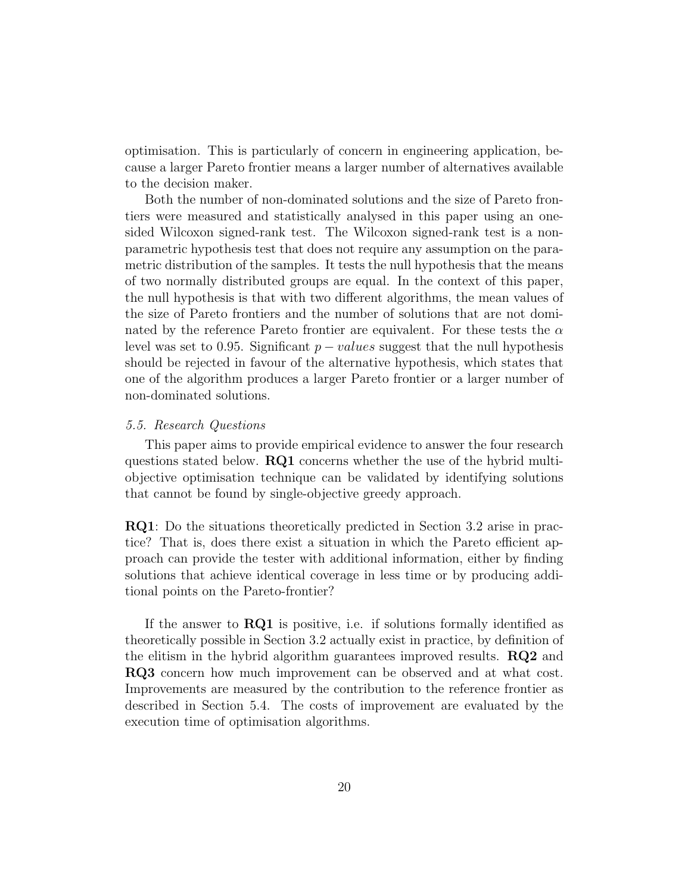optimisation. This is particularly of concern in engineering application, because a larger Pareto frontier means a larger number of alternatives available to the decision maker.

Both the number of non-dominated solutions and the size of Pareto frontiers were measured and statistically analysed in this paper using an one-sided Wilcoxon signed-rank test. The Wilcoxon signed-rank test is a non-parametric hypothesis test that does not require any assumption on the parametric distribution of the samples. It tests the null hypothesis that the means of two normally distributed groups are equal. In the context of this paper, the null hypothesis is that with two different algorithms, the mean values of the size of Pareto frontiers and the number of solutions that are not dominated by the reference Pareto frontier are equivalent. For these tests the $\alpha$ level was set to 0.95. Significant $p-values$ suggest that the null hypothesis should be rejected in favour of the alternative hypothesis, which states that one of the algorithm produces a larger Pareto frontier or a larger number of non-dominated solutions.

### *5.5. Research Questions*

This paper aims to provide empirical evidence to answer the four research questions stated below. **RQ1** concerns whether the use of the hybrid multi-objective optimisation technique can be validated by identifying solutions that cannot be found by single-objective greedy approach.

**RQ1**: Do the situations theoretically predicted in Section 3.2 arise in practice? That is, does there exist a situation in which the Pareto efficient approach can provide the tester with additional information, either by finding solutions that achieve identical coverage in less time or by producing additional points on the Pareto-frontier?

If the answer to **RQ1** is positive, i.e. if solutions formally identified as theoretically possible in Section 3.2 actually exist in practice, by definition of the elitism in the hybrid algorithm guarantees improved results. **RQ2** and **RQ3** concern how much improvement can be observed and at what cost. Improvements are measured by the contribution to the reference frontier as described in Section 5.4. The costs of improvement are evaluated by the execution time of optimisation algorithms.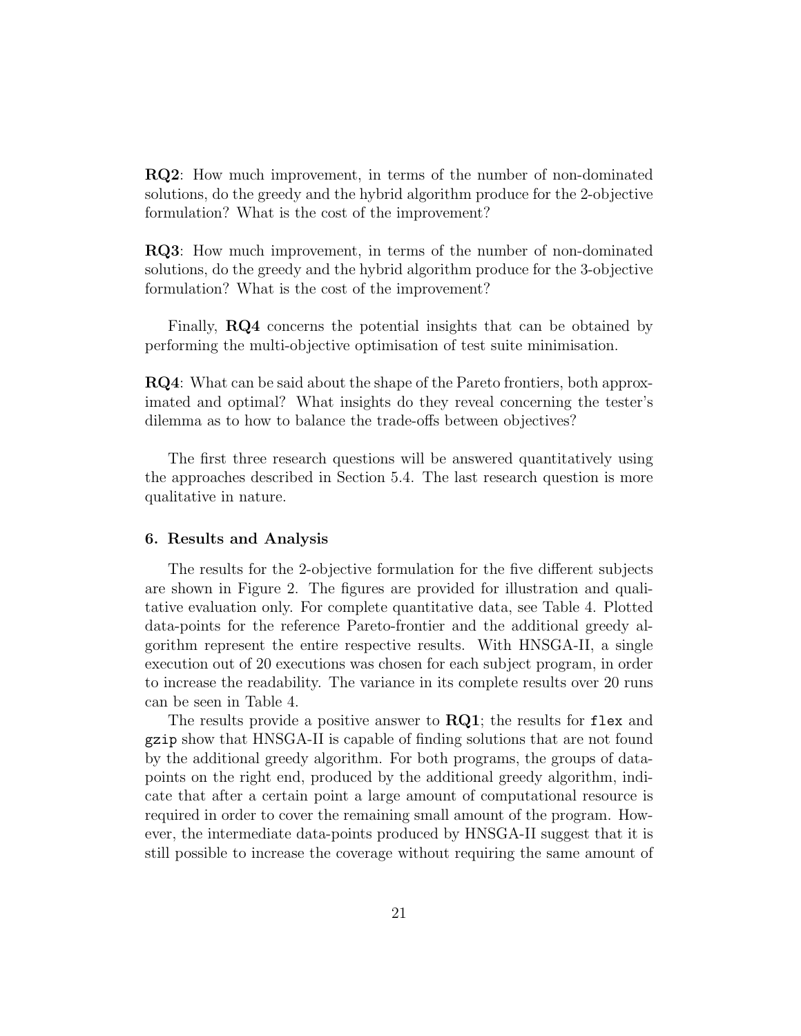**RQ2**: How much improvement, in terms of the number of non-dominated solutions, do the greedy and the hybrid algorithm produce for the 2-objective formulation? What is the cost of the improvement?

**RQ3**: How much improvement, in terms of the number of non-dominated solutions, do the greedy and the hybrid algorithm produce for the 3-objective formulation? What is the cost of the improvement?

Finally, **RQ4** concerns the potential insights that can be obtained by performing the multi-objective optimisation of test suite minimisation.

**RQ4**: What can be said about the shape of the Pareto frontiers, both approximated and optimal? What insights do they reveal concerning the tester's dilemma as to how to balance the trade-offs between objectives?

The first three research questions will be answered quantitatively using the approaches described in Section 5.4. The last research question is more qualitative in nature.

### 6. Results and Analysis

The results for the 2-objective formulation for the five different subjects are shown in Figure 2. The figures are provided for illustration and qualitative evaluation only. For complete quantitative data, see Table 4. Plotted data-points for the reference Pareto-frontier and the additional greedy algorithm represent the entire respective results. With HNSGA-II, a single execution out of 20 executions was chosen for each subject program, in order to increase the readability. The variance in its complete results over 20 runs can be seen in Table 4.

The results provide a positive answer to **RQ1**; the results for `flex` and `gzip` show that HNSGA-II is capable of finding solutions that are not found by the additional greedy algorithm. For both programs, the groups of data-points on the right end, produced by the additional greedy algorithm, indicate that after a certain point a large amount of computational resource is required in order to cover the remaining small amount of the program. However, the intermediate data-points produced by HNSGA-II suggest that it is still possible to increase the coverage without requiring the same amount of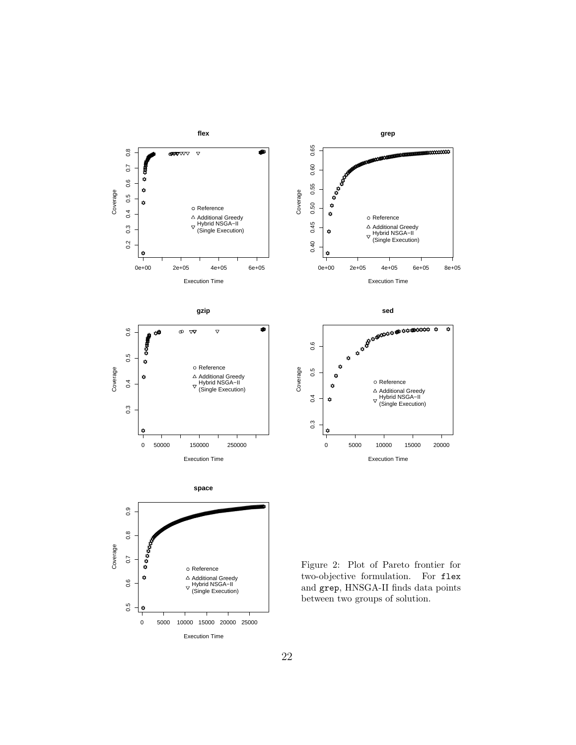Figure 2: Plot of Pareto frontier for two-objective formulation. For `flex` and `grep`, HNSGA-II finds data points between two groups of solution.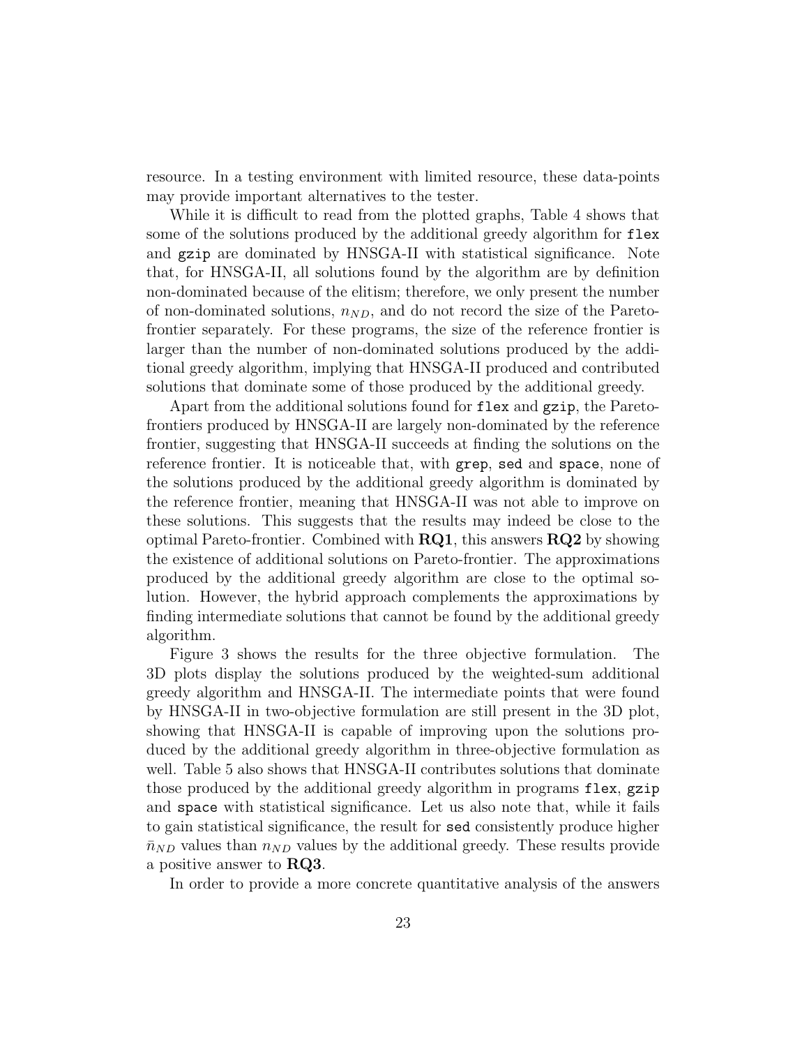resource. In a testing environment with limited resource, these data-points may provide important alternatives to the tester.

While it is difficult to read from the plotted graphs, Table 4 shows that some of the solutions produced by the additional greedy algorithm for `flex` and `gzip` are dominated by HNSGA-II with statistical significance. Note that, for HNSGA-II, all solutions found by the algorithm are by definition non-dominated because of the elitism; therefore, we only present the number of non-dominated solutions, $n_{ND}$, and do not record the size of the Pareto-frontier separately. For these programs, the size of the reference frontier is larger than the number of non-dominated solutions produced by the additional greedy algorithm, implying that HNSGA-II produced and contributed solutions that dominate some of those produced by the additional greedy.

Apart from the additional solutions found for `flex` and `gzip`, the Pareto-frontiers produced by HNSGA-II are largely non-dominated by the reference frontier, suggesting that HNSGA-II succeeds at finding the solutions on the reference frontier. It is noticeable that, with `grep`, `sed` and `space`, none of the solutions produced by the additional greedy algorithm is dominated by the reference frontier, meaning that HNSGA-II was not able to improve on these solutions. This suggests that the results may indeed be close to the optimal Pareto-frontier. Combined with **RQ1**, this answers **RQ2** by showing the existence of additional solutions on Pareto-frontier. The approximations produced by the additional greedy algorithm are close to the optimal solution. However, the hybrid approach complements the approximations by finding intermediate solutions that cannot be found by the additional greedy algorithm.

Figure 3 shows the results for the three objective formulation. The 3D plots display the solutions produced by the weighted-sum additional greedy algorithm and HNSGA-II. The intermediate points that were found by HNSGA-II in two-objective formulation are still present in the 3D plot, showing that HNSGA-II is capable of improving upon the solutions produced by the additional greedy algorithm in three-objective formulation as well. Table 5 also shows that HNSGA-II contributes solutions that dominate those produced by the additional greedy algorithm in programs `flex`, `gzip` and `space` with statistical significance. Let us also note that, while it fails to gain statistical significance, the result for `sed` consistently produce higher $\bar{n}_{ND}$ values than $n_{ND}$ values by the additional greedy. These results provide a positive answer to **RQ3**.

In order to provide a more concrete quantitative analysis of the answers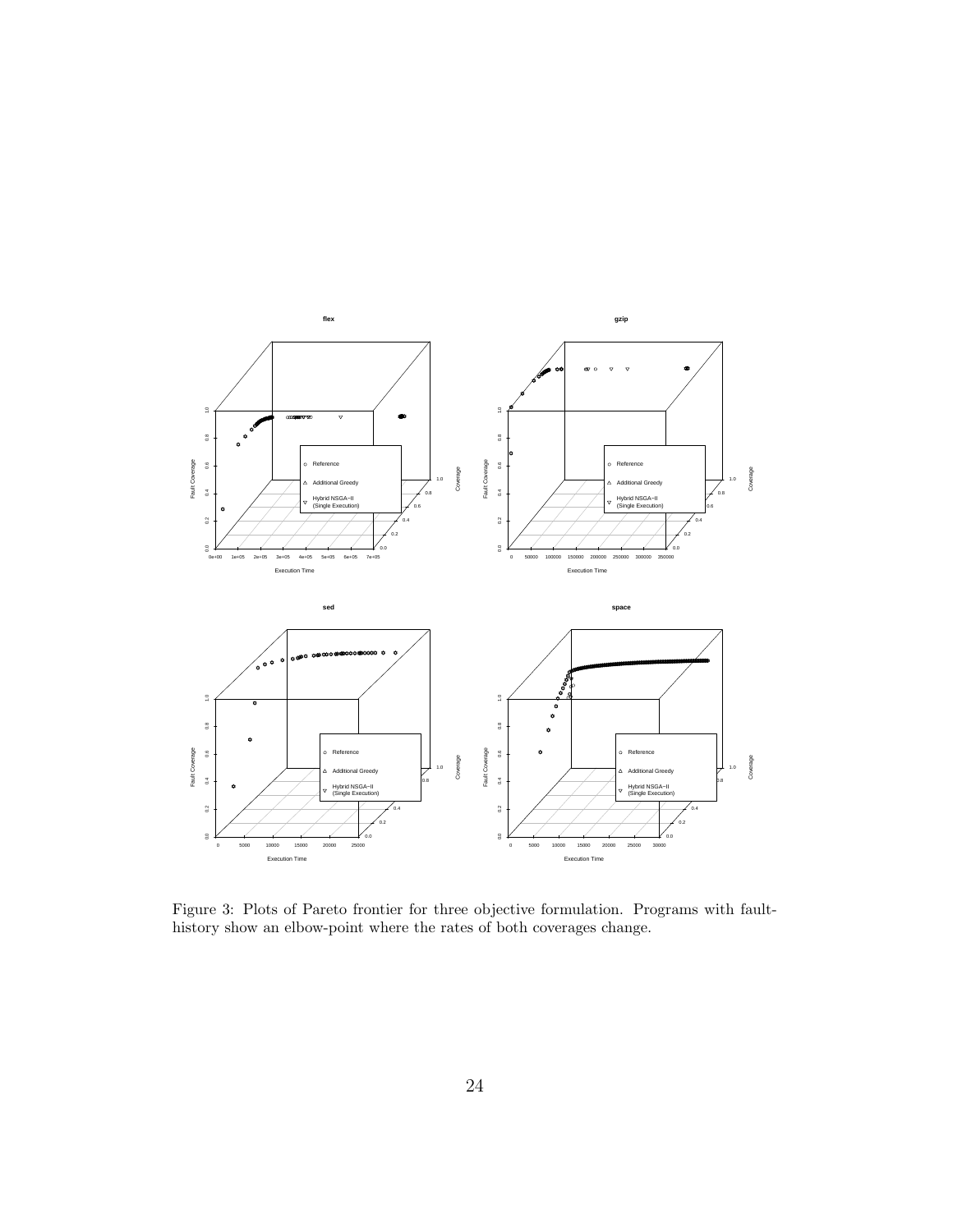Figure 3: Plots of Pareto frontier for three objective formulation. Programs with fault-history show an elbow-point where the rates of both coverages change.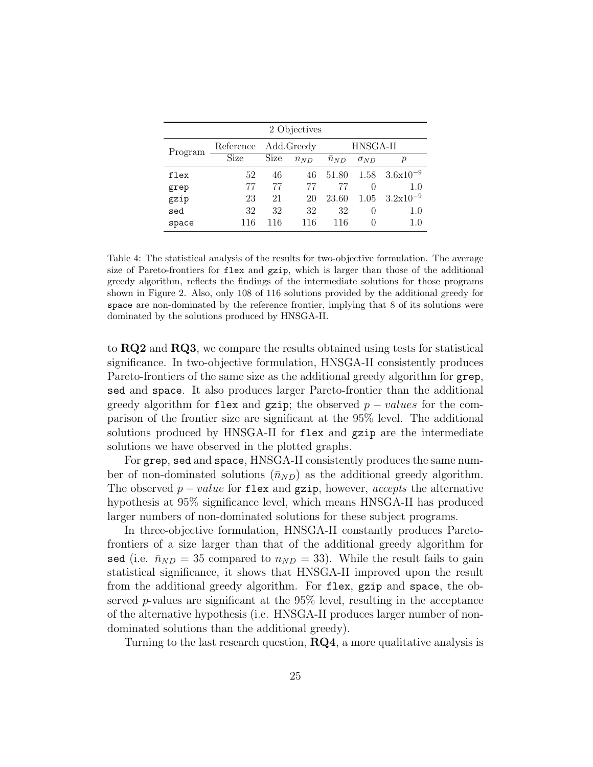| 2 Objectives | | | | | | |
|---|---|---|---|---|---|---|
| Program | Reference | Add.Greedy | | HNSGA-II | | |
| | Size | Size | $n_{ND}$ | $\bar{n}_{ND}$ | $\sigma_{ND}$ | $p$ |
| flex | 52 | 46 | 46 | 51.80 | 1.58 | $3.6\text{x}10^{-9}$ |
| grep | 77 | 77 | 77 | 77 | 0 | 1.0 |
| gzip | 23 | 21 | 20 | 23.60 | 1.05 | $3.2\text{x}10^{-9}$ |
| sed | 32 | 32 | 32 | 32 | 0 | 1.0 |
| space | 116 | 116 | 116 | 116 | 0 | 1.0 |

Table 4: The statistical analysis of the results for two-objective formulation. The average size of Pareto-frontiers for `flex` and `gzip`, which is larger than those of the additional greedy algorithm, reflects the findings of the intermediate solutions for those programs shown in Figure 2. Also, only 108 of 116 solutions provided by the additional greedy for `space` are non-dominated by the reference frontier, implying that 8 of its solutions were dominated by the solutions produced by HNSGA-II.

to **RQ2** and **RQ3**, we compare the results obtained using tests for statistical significance. In two-objective formulation, HNSGA-II consistently produces Pareto-frontiers of the same size as the additional greedy algorithm for `grep`, `sed` and `space`. It also produces larger Pareto-frontier than the additional greedy algorithm for `flex` and `gzip`; the observed $p - values$ for the comparison of the frontier size are significant at the 95% level. The additional solutions produced by HNSGA-II for `flex` and `gzip` are the intermediate solutions we have observed in the plotted graphs.

For `grep`, `sed` and `space`, HNSGA-II consistently produces the same number of non-dominated solutions ($\bar{n}_{ND}$) as the additional greedy algorithm. The observed $p - value$ for `flex` and `gzip`, however, *accepts* the alternative hypothesis at 95% significance level, which means HNSGA-II has produced larger numbers of non-dominated solutions for these subject programs.

In three-objective formulation, HNSGA-II constantly produces Pareto-frontiers of a size larger than that of the additional greedy algorithm for `sed` (i.e. $\bar{n}_{ND} = 35$ compared to $n_{ND} = 33$). While the result fails to gain statistical significance, it shows that HNSGA-II improved upon the result from the additional greedy algorithm. For `flex`, `gzip` and `space`, the observed $p$-values are significant at the 95% level, resulting in the acceptance of the alternative hypothesis (i.e. HNSGA-II produces larger number of non-dominated solutions than the additional greedy).

Turning to the last research question, **RQ4**, a more qualitative analysis is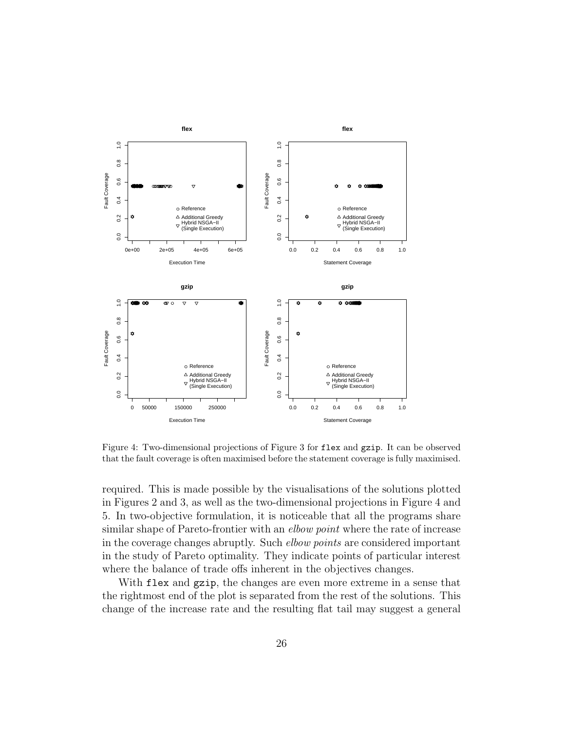Figure 4: Two-dimensional projections of Figure 3 for `flex` and `gzip`. It can be observed that the fault coverage is often maximised before the statement coverage is fully maximised.

required. This is made possible by the visualisations of the solutions plotted in Figures 2 and 3, as well as the two-dimensional projections in Figure 4 and 5. In two-objective formulation, it is noticeable that all the programs share similar shape of Pareto-frontier with an *elbow point* where the rate of increase in the coverage changes abruptly. Such *elbow points* are considered important in the study of Pareto optimality. They indicate points of particular interest where the balance of trade offs inherent in the objectives changes.

With `flex` and `gzip`, the changes are even more extreme in a sense that the rightmost end of the plot is separated from the rest of the solutions. This change of the increase rate and the resulting flat tail may suggest a general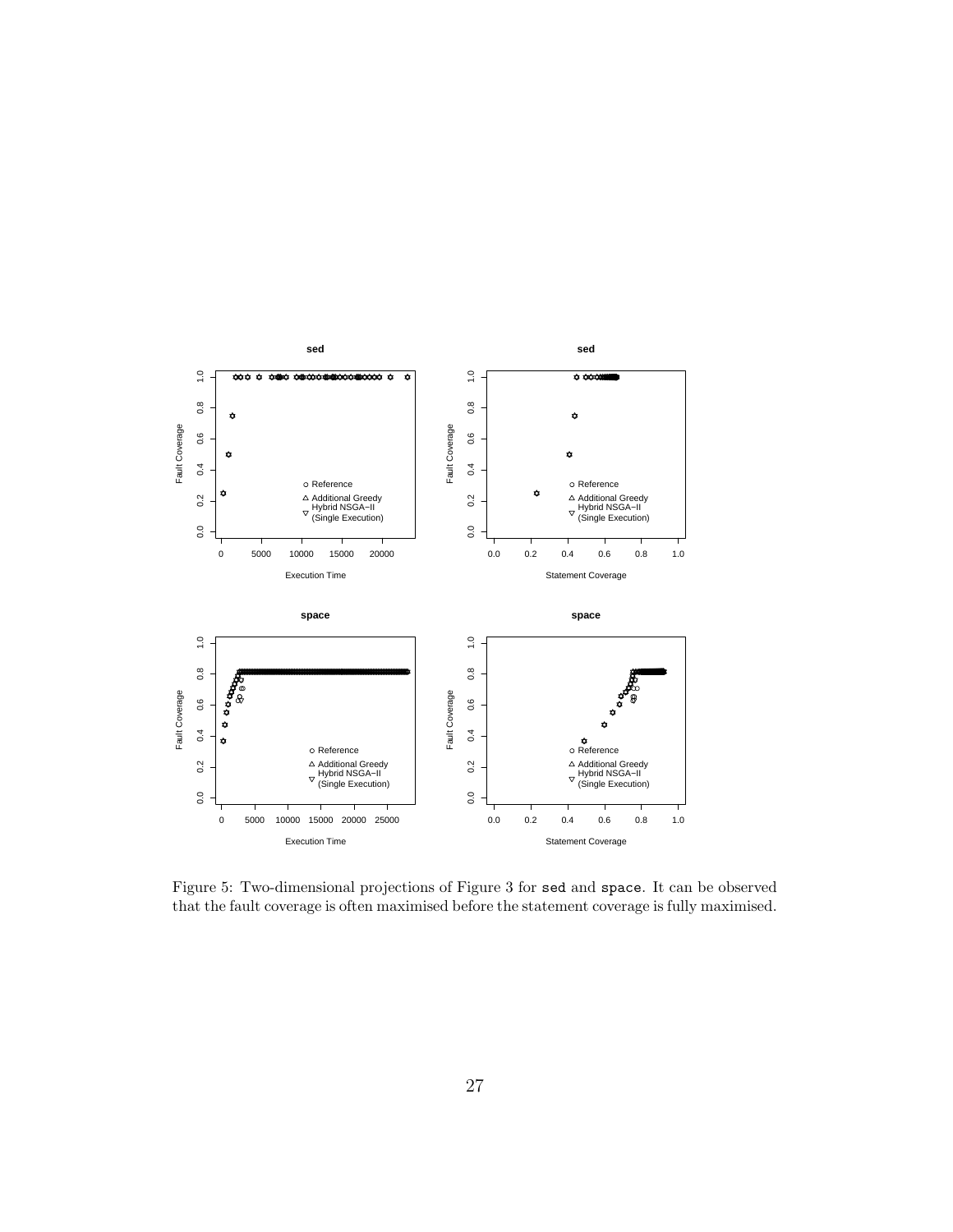Figure 5: Two-dimensional projections of Figure 3 for `sed` and `space`. It can be observed that the fault coverage is often maximised before the statement coverage is fully maximised.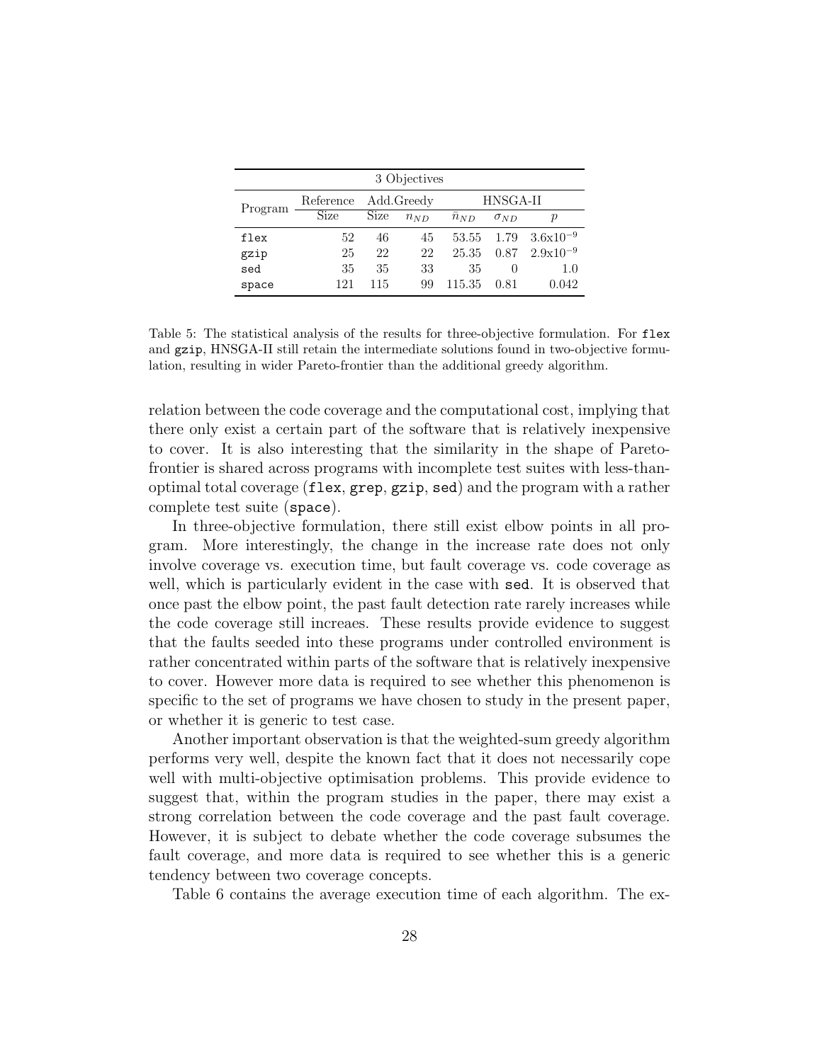| 3 Objectives | | | | | | |
|---|---|---|---|---|---|---|
| Program | Reference | Add.Greedy | | HNSGA-II | | |
| | Size | Size | $n_{ND}$ | $\bar{n}_{ND}$ | $\sigma_{ND}$ | $p$ |
| flex | 52 | 46 | 45 | 53.55 | 1.79 | $3.6\text{x}10^{-9}$ |
| gzip | 25 | 22 | 22 | 25.35 | 0.87 | $2.9\text{x}10^{-9}$ |
| sed | 35 | 35 | 33 | 35 | 0 | 1.0 |
| space | 121 | 115 | 99 | 115.35 | 0.81 | 0.042 |

Table 5: The statistical analysis of the results for three-objective formulation. For flex and gzip, HNSGA-II still retain the intermediate solutions found in two-objective formulation, resulting in wider Pareto-frontier than the additional greedy algorithm.

relation between the code coverage and the computational cost, implying that there only exist a certain part of the software that is relatively inexpensive to cover. It is also interesting that the similarity in the shape of Pareto-frontier is shared across programs with incomplete test suites with less-than-optimal total coverage (flex, grep, gzip, sed) and the program with a rather complete test suite (space).

In three-objective formulation, there still exist elbow points in all program. More interestingly, the change in the increase rate does not only involve coverage vs. execution time, but fault coverage vs. code coverage as well, which is particularly evident in the case with sed. It is observed that once past the elbow point, the past fault detection rate rarely increases while the code coverage still increaes. These results provide evidence to suggest that the faults seeded into these programs under controlled environment is rather concentrated within parts of the software that is relatively inexpensive to cover. However more data is required to see whether this phenomenon is specific to the set of programs we have chosen to study in the present paper, or whether it is generic to test case.

Another important observation is that the weighted-sum greedy algorithm performs very well, despite the known fact that it does not necessarily cope well with multi-objective optimisation problems. This provide evidence to suggest that, within the program studies in the paper, there may exist a strong correlation between the code coverage and the past fault coverage. However, it is subject to debate whether the code coverage subsumes the fault coverage, and more data is required to see whether this is a generic tendency between two coverage concepts.

Table 6 contains the average execution time of each algorithm. The ex-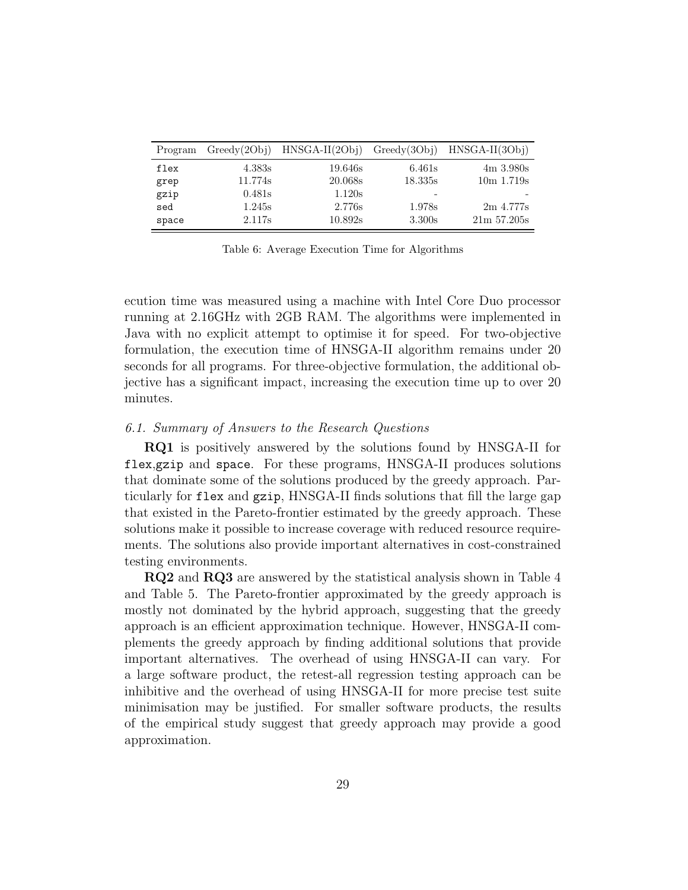| Program | Greedy(2Obj) | HNSGA-II(2Obj) | Greedy(3Obj) | HNSGA-II(3Obj) |
|---|---|---|---|---|
| flex | 4.383s | 19.646s | 6.461s | 4m 3.980s |
| grep | 11.774s | 20.068s | 18.335s | 10m 1.719s |
| gzip | 0.481s | 1.120s | - | - |
| sed | 1.245s | 2.776s | 1.978s | 2m 4.777s |
| space | 2.117s | 10.892s | 3.300s | 21m 57.205s |

Table 6: Average Execution Time for Algorithms

ecution time was measured using a machine with Intel Core Duo processor running at 2.16GHz with 2GB RAM. The algorithms were implemented in Java with no explicit attempt to optimise it for speed. For two-objective formulation, the execution time of HNSGA-II algorithm remains under 20 seconds for all programs. For three-objective formulation, the additional objective has a significant impact, increasing the execution time up to over 20 minutes.

### *6.1. Summary of Answers to the Research Questions*

**RQ1** is positively answered by the solutions found by HNSGA-II for `flex`,`gzip` and `space`. For these programs, HNSGA-II produces solutions that dominate some of the solutions produced by the greedy approach. Particularly for `flex` and `gzip`, HNSGA-II finds solutions that fill the large gap that existed in the Pareto-frontier estimated by the greedy approach. These solutions make it possible to increase coverage with reduced resource requirements. The solutions also provide important alternatives in cost-constrained testing environments.

**RQ2** and **RQ3** are answered by the statistical analysis shown in Table 4 and Table 5. The Pareto-frontier approximated by the greedy approach is mostly not dominated by the hybrid approach, suggesting that the greedy approach is an efficient approximation technique. However, HNSGA-II complements the greedy approach by finding additional solutions that provide important alternatives. The overhead of using HNSGA-II can vary. For a large software product, the retest-all regression testing approach can be inhibitive and the overhead of using HNSGA-II for more precise test suite minimisation may be justified. For smaller software products, the results of the empirical study suggest that greedy approach may provide a good approximation.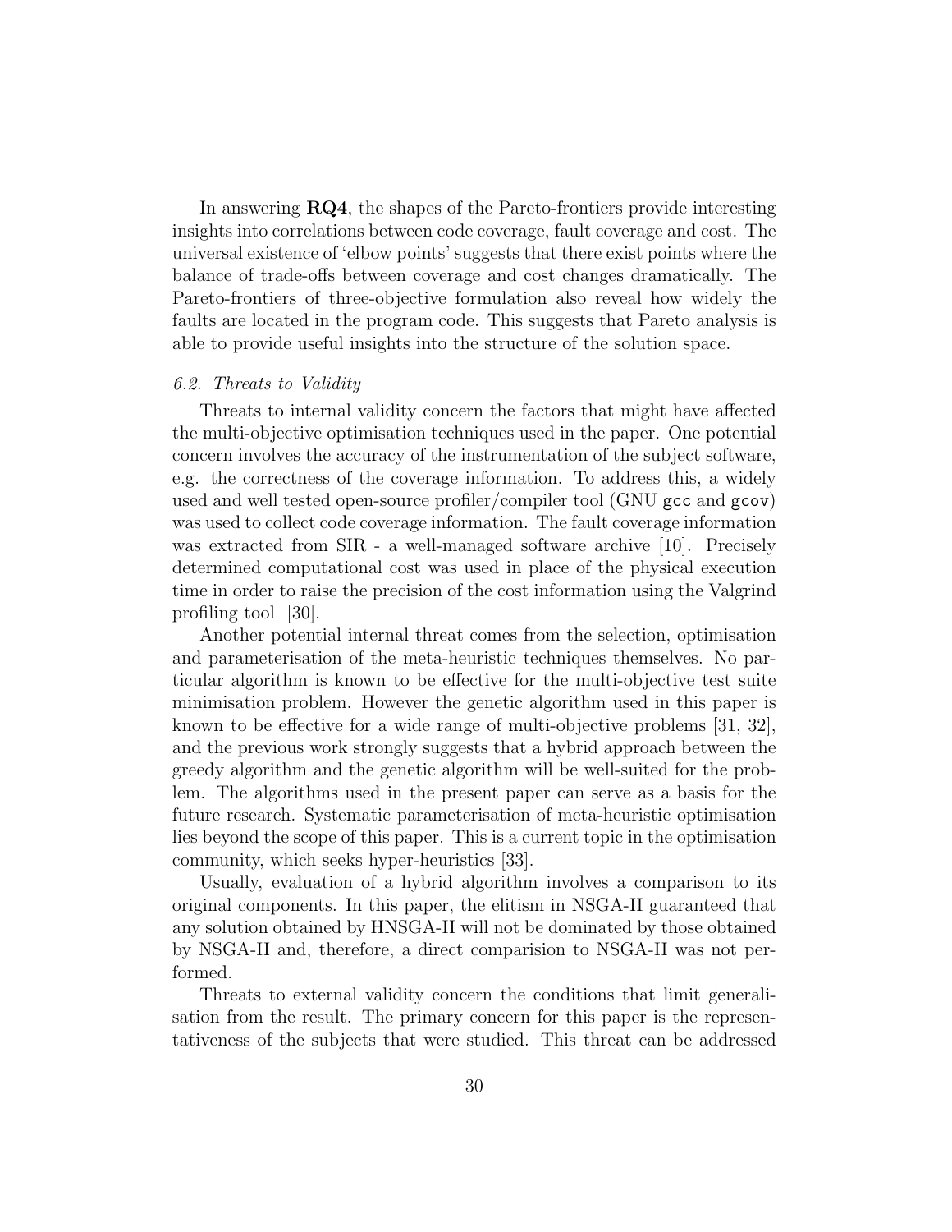In answering **RQ4**, the shapes of the Pareto-frontiers provide interesting insights into correlations between code coverage, fault coverage and cost. The universal existence of 'elbow points' suggests that there exist points where the balance of trade-offs between coverage and cost changes dramatically. The Pareto-frontiers of three-objective formulation also reveal how widely the faults are located in the program code. This suggests that Pareto analysis is able to provide useful insights into the structure of the solution space.

### *6.2. Threats to Validity*

Threats to internal validity concern the factors that might have affected the multi-objective optimisation techniques used in the paper. One potential concern involves the accuracy of the instrumentation of the subject software, e.g. the correctness of the coverage information. To address this, a widely used and well tested open-source profiler/compiler tool (GNU `gcc` and `gcov`) was used to collect code coverage information. The fault coverage information was extracted from SIR - a well-managed software archive [10]. Precisely determined computational cost was used in place of the physical execution time in order to raise the precision of the cost information using the Valgrind profiling tool [30].

Another potential internal threat comes from the selection, optimisation and parameterisation of the meta-heuristic techniques themselves. No particular algorithm is known to be effective for the multi-objective test suite minimisation problem. However the genetic algorithm used in this paper is known to be effective for a wide range of multi-objective problems [31, 32], and the previous work strongly suggests that a hybrid approach between the greedy algorithm and the genetic algorithm will be well-suited for the problem. The algorithms used in the present paper can serve as a basis for the future research. Systematic parameterisation of meta-heuristic optimisation lies beyond the scope of this paper. This is a current topic in the optimisation community, which seeks hyper-heuristics [33].

Usually, evaluation of a hybrid algorithm involves a comparison to its original components. In this paper, the elitism in NSGA-II guaranteed that any solution obtained by HNSGA-II will not be dominated by those obtained by NSGA-II and, therefore, a direct comparision to NSGA-II was not performed.

Threats to external validity concern the conditions that limit generalisation from the result. The primary concern for this paper is the representativeness of the subjects that were studied. This threat can be addressed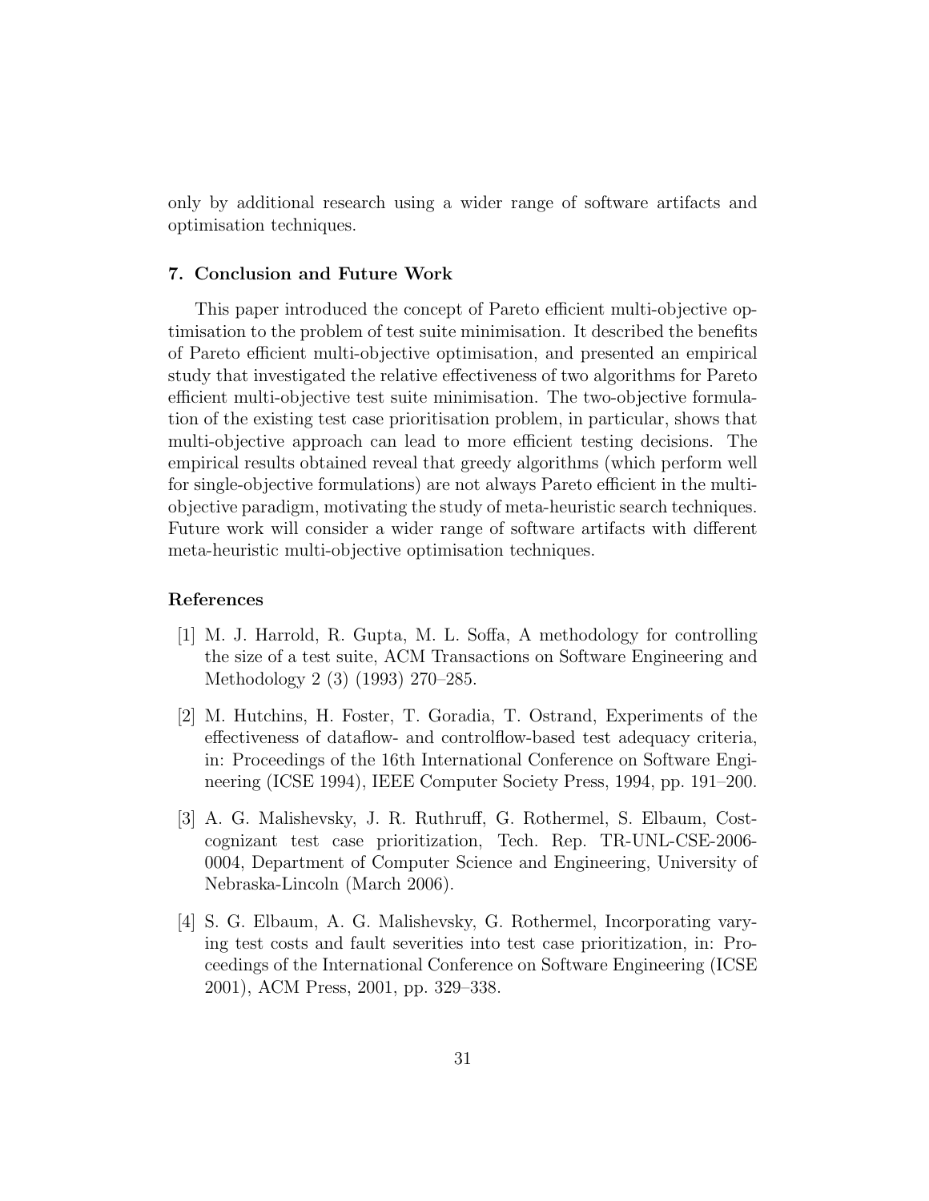only by additional research using a wider range of software artifacts and optimisation techniques.

### 7. Conclusion and Future Work

This paper introduced the concept of Pareto efficient multi-objective optimisation to the problem of test suite minimisation. It described the benefits of Pareto efficient multi-objective optimisation, and presented an empirical study that investigated the relative effectiveness of two algorithms for Pareto efficient multi-objective test suite minimisation. The two-objective formulation of the existing test case prioritisation problem, in particular, shows that multi-objective approach can lead to more efficient testing decisions. The empirical results obtained reveal that greedy algorithms (which perform well for single-objective formulations) are not always Pareto efficient in the multi-objective paradigm, motivating the study of meta-heuristic search techniques. Future work will consider a wider range of software artifacts with different meta-heuristic multi-objective optimisation techniques.

### References

[1] M. J. Harrold, R. Gupta, M. L. Soffa, A methodology for controlling the size of a test suite, ACM Transactions on Software Engineering and Methodology 2 (3) (1993) 270–285.

[2] M. Hutchins, H. Foster, T. Goradia, T. Ostrand, Experiments of the effectiveness of dataflow- and controlflow-based test adequacy criteria, in: Proceedings of the 16th International Conference on Software Engineering (ICSE 1994), IEEE Computer Society Press, 1994, pp. 191–200.

[3] A. G. Malishevsky, J. R. Ruthruff, G. Rothermel, S. Elbaum, Cost-cognizant test case prioritization, Tech. Rep. TR-UNL-CSE-2006-0004, Department of Computer Science and Engineering, University of Nebraska-Lincoln (March 2006).

[4] S. G. Elbaum, A. G. Malishevsky, G. Rothermel, Incorporating varying test costs and fault severities into test case prioritization, in: Proceedings of the International Conference on Software Engineering (ICSE 2001), ACM Press, 2001, pp. 329–338.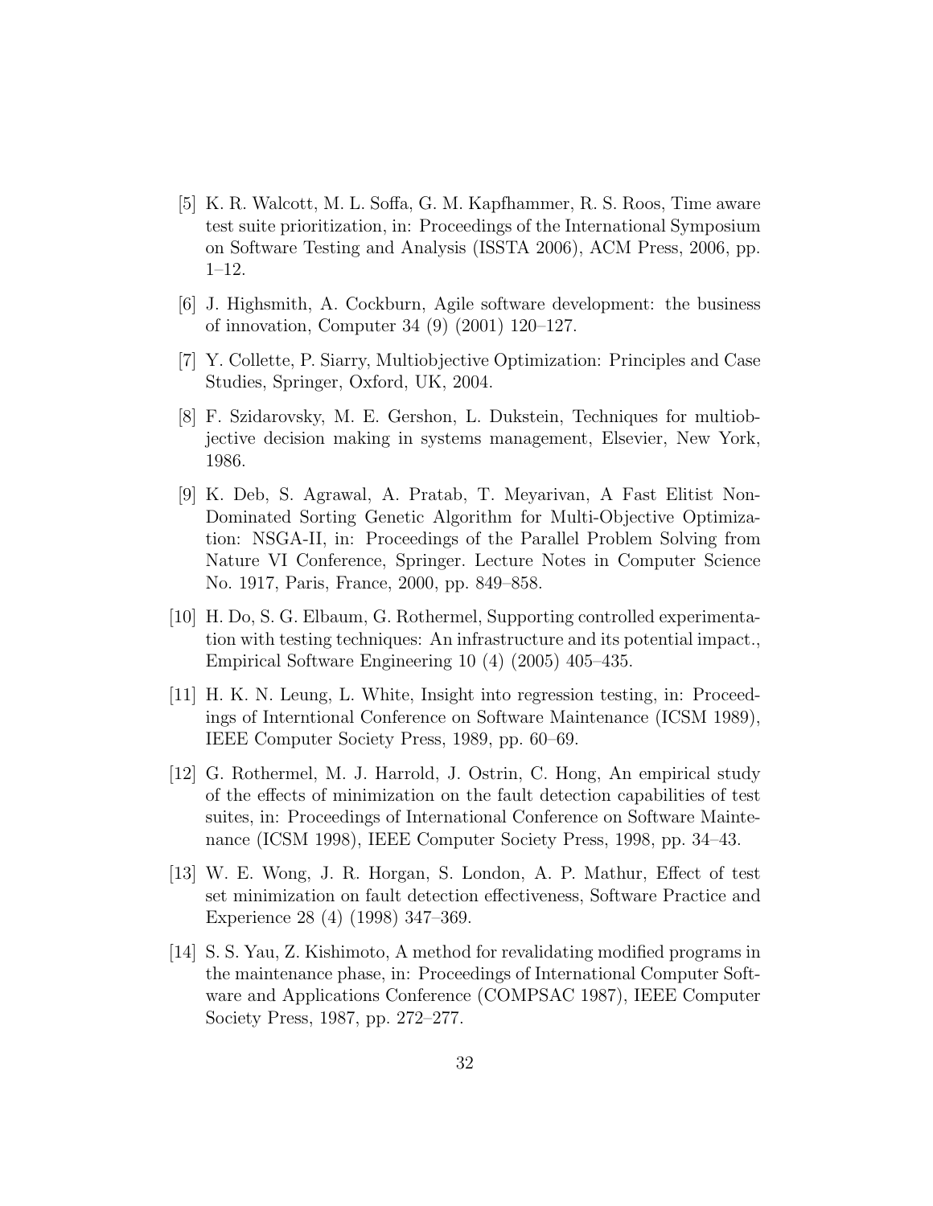[5] K. R. Walcott, M. L. Soffa, G. M. Kapfhammer, R. S. Roos, Time aware test suite prioritization, in: Proceedings of the International Symposium on Software Testing and Analysis (ISSTA 2006), ACM Press, 2006, pp. 1–12.

[6] J. Highsmith, A. Cockburn, Agile software development: the business of innovation, Computer 34 (9) (2001) 120–127.

[7] Y. Collette, P. Siarry, Multiobjective Optimization: Principles and Case Studies, Springer, Oxford, UK, 2004.

[8] F. Szidarovsky, M. E. Gershon, L. Dukstein, Techniques for multiobjective decision making in systems management, Elsevier, New York, 1986.

[9] K. Deb, S. Agrawal, A. Pratab, T. Meyarivan, A Fast Elitist Non-Dominated Sorting Genetic Algorithm for Multi-Objective Optimization: NSGA-II, in: Proceedings of the Parallel Problem Solving from Nature VI Conference, Springer. Lecture Notes in Computer Science No. 1917, Paris, France, 2000, pp. 849–858.

[10] H. Do, S. G. Elbaum, G. Rothermel, Supporting controlled experimentation with testing techniques: An infrastructure and its potential impact., Empirical Software Engineering 10 (4) (2005) 405–435.

[11] H. K. N. Leung, L. White, Insight into regression testing, in: Proceedings of Interntional Conference on Software Maintenance (ICSM 1989), IEEE Computer Society Press, 1989, pp. 60–69.

[12] G. Rothermel, M. J. Harrold, J. Ostrin, C. Hong, An empirical study of the effects of minimization on the fault detection capabilities of test suites, in: Proceedings of International Conference on Software Maintenance (ICSM 1998), IEEE Computer Society Press, 1998, pp. 34–43.

[13] W. E. Wong, J. R. Horgan, S. London, A. P. Mathur, Effect of test set minimization on fault detection effectiveness, Software Practice and Experience 28 (4) (1998) 347–369.

[14] S. S. Yau, Z. Kishimoto, A method for revalidating modified programs in the maintenance phase, in: Proceedings of International Computer Software and Applications Conference (COMPSAC 1987), IEEE Computer Society Press, 1987, pp. 272–277.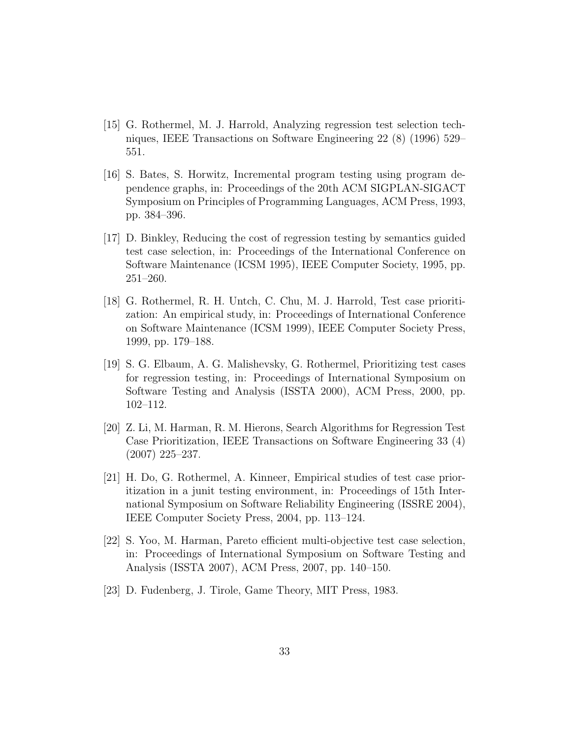[15] G. Rothermel, M. J. Harrold, Analyzing regression test selection techniques, IEEE Transactions on Software Engineering 22 (8) (1996) 529–551.

[16] S. Bates, S. Horwitz, Incremental program testing using program dependence graphs, in: Proceedings of the 20th ACM SIGPLAN-SIGACT Symposium on Principles of Programming Languages, ACM Press, 1993, pp. 384–396.

[17] D. Binkley, Reducing the cost of regression testing by semantics guided test case selection, in: Proceedings of the International Conference on Software Maintenance (ICSM 1995), IEEE Computer Society, 1995, pp. 251–260.

[18] G. Rothermel, R. H. Untch, C. Chu, M. J. Harrold, Test case prioritization: An empirical study, in: Proceedings of International Conference on Software Maintenance (ICSM 1999), IEEE Computer Society Press, 1999, pp. 179–188.

[19] S. G. Elbaum, A. G. Malishevsky, G. Rothermel, Prioritizing test cases for regression testing, in: Proceedings of International Symposium on Software Testing and Analysis (ISSTA 2000), ACM Press, 2000, pp. 102–112.

[20] Z. Li, M. Harman, R. M. Hierons, Search Algorithms for Regression Test Case Prioritization, IEEE Transactions on Software Engineering 33 (4) (2007) 225–237.

[21] H. Do, G. Rothermel, A. Kinneer, Empirical studies of test case prioritization in a junit testing environment, in: Proceedings of 15th International Symposium on Software Reliability Engineering (ISSRE 2004), IEEE Computer Society Press, 2004, pp. 113–124.

[22] S. Yoo, M. Harman, Pareto efficient multi-objective test case selection, in: Proceedings of International Symposium on Software Testing and Analysis (ISSTA 2007), ACM Press, 2007, pp. 140–150.

[23] D. Fudenberg, J. Tirole, Game Theory, MIT Press, 1983.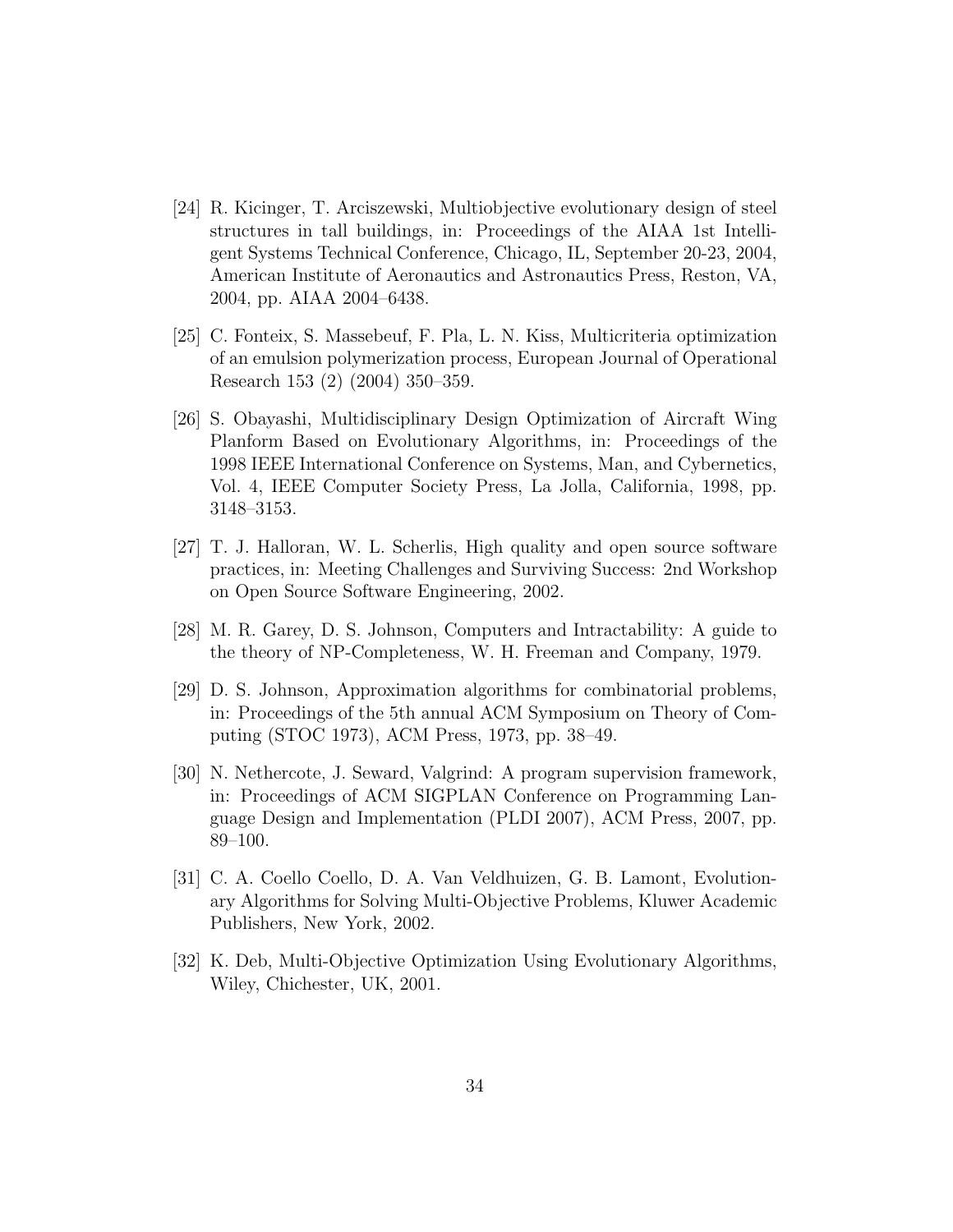[24] R. Kicinger, T. Arciszewski, Multiobjective evolutionary design of steel structures in tall buildings, in: Proceedings of the AIAA 1st Intelligent Systems Technical Conference, Chicago, IL, September 20-23, 2004, American Institute of Aeronautics and Astronautics Press, Reston, VA, 2004, pp. AIAA 2004–6438.

[25] C. Fonteix, S. Massebeuf, F. Pla, L. N. Kiss, Multicriteria optimization of an emulsion polymerization process, European Journal of Operational Research 153 (2) (2004) 350–359.

[26] S. Obayashi, Multidisciplinary Design Optimization of Aircraft Wing Planform Based on Evolutionary Algorithms, in: Proceedings of the 1998 IEEE International Conference on Systems, Man, and Cybernetics, Vol. 4, IEEE Computer Society Press, La Jolla, California, 1998, pp. 3148–3153.

[27] T. J. Halloran, W. L. Scherlis, High quality and open source software practices, in: Meeting Challenges and Surviving Success: 2nd Workshop on Open Source Software Engineering, 2002.

[28] M. R. Garey, D. S. Johnson, Computers and Intractability: A guide to the theory of NP-Completeness, W. H. Freeman and Company, 1979.

[29] D. S. Johnson, Approximation algorithms for combinatorial problems, in: Proceedings of the 5th annual ACM Symposium on Theory of Computing (STOC 1973), ACM Press, 1973, pp. 38–49.

[30] N. Nethercote, J. Seward, Valgrind: A program supervision framework, in: Proceedings of ACM SIGPLAN Conference on Programming Language Design and Implementation (PLDI 2007), ACM Press, 2007, pp. 89–100.

[31] C. A. Coello Coello, D. A. Van Veldhuizen, G. B. Lamont, Evolutionary Algorithms for Solving Multi-Objective Problems, Kluwer Academic Publishers, New York, 2002.

[32] K. Deb, Multi-Objective Optimization Using Evolutionary Algorithms, Wiley, Chichester, UK, 2001.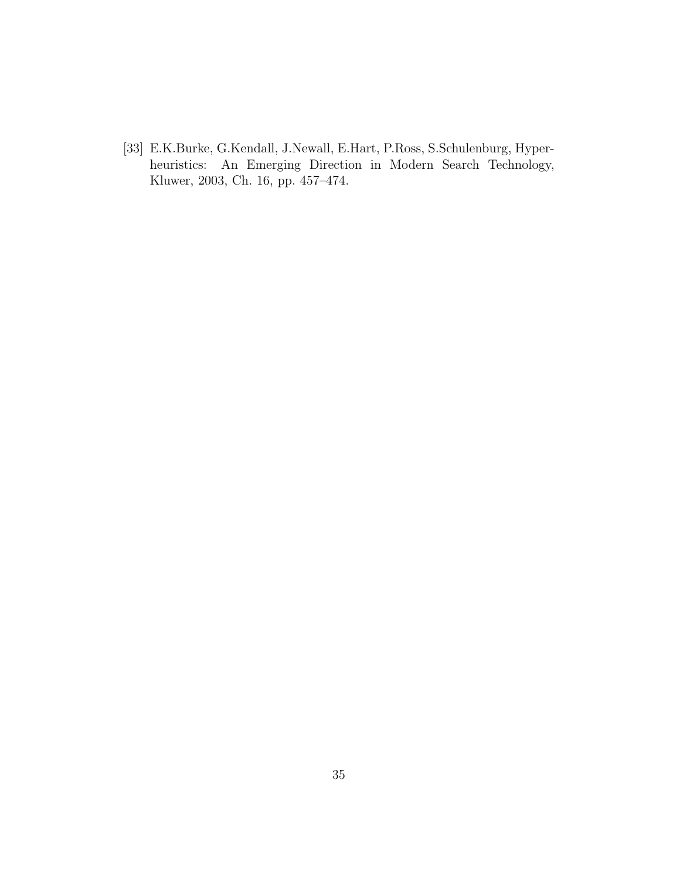[33] E.K.Burke, G.Kendall, J.Newall, E.Hart, P.Ross, S.Schulenburg, Hyper-heuristics: An Emerging Direction in Modern Search Technology, Kluwer, 2003, Ch. 16, pp. 457–474.